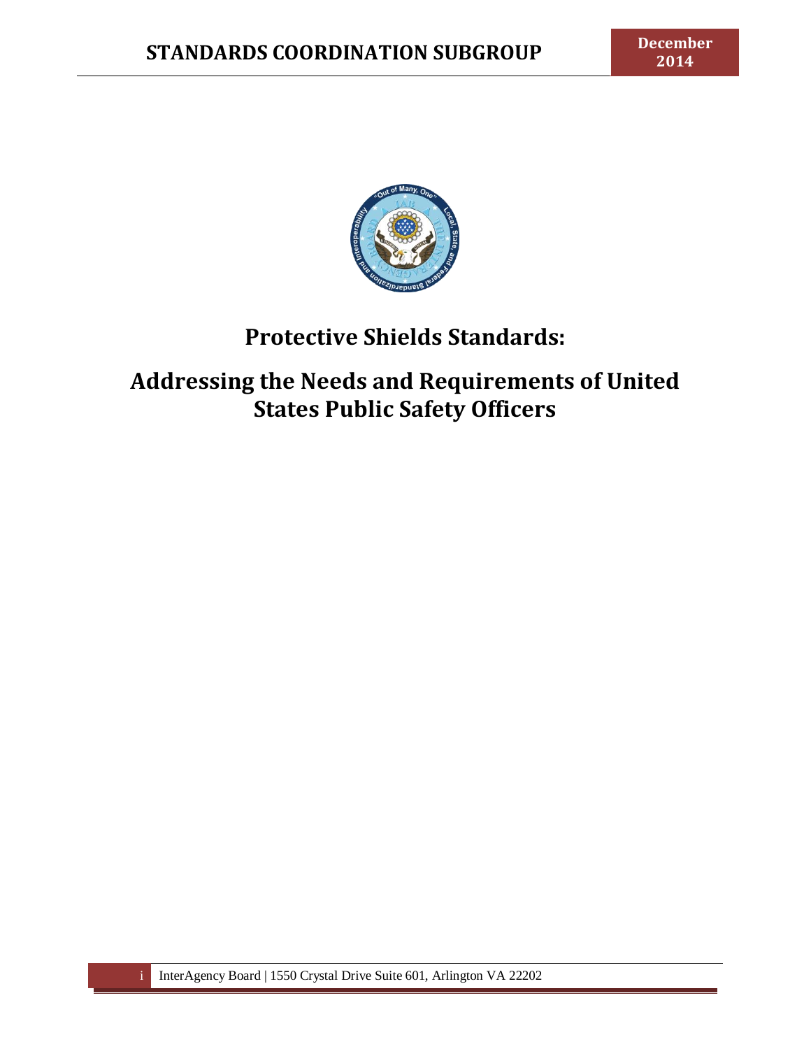# Protective Shields Standards:

## Addressing the Needs and Requirements of United States Public Safety Officers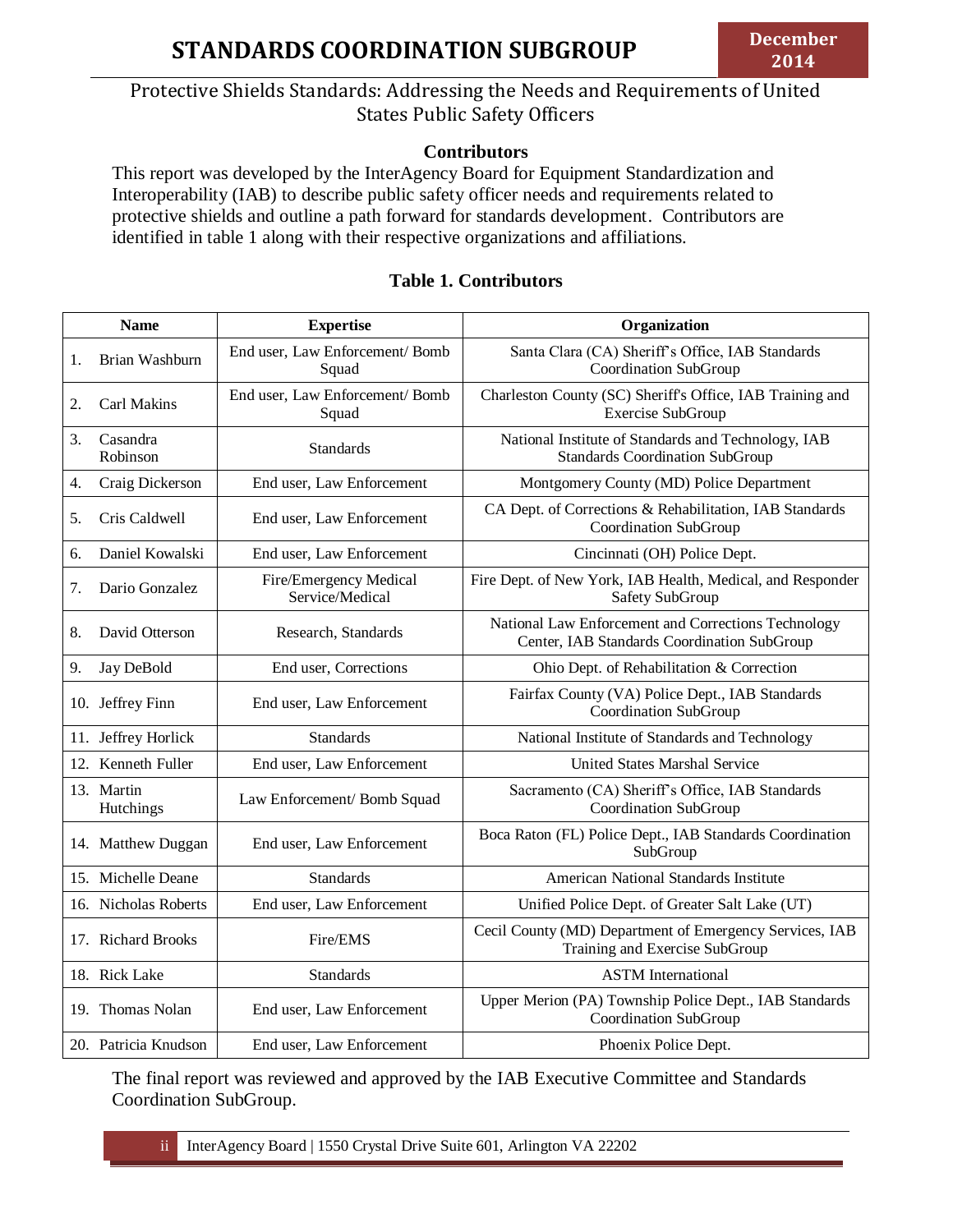Protective Shields Standards: Addressing the Needs and Requirements of United States Public Safety Officers

## Contributors

This report was developed by the InterAgency Board for Equipment Standardization and Interoperability (IAB) to describe public safety officer needs and requirements related to protective shields and outline a path forward for standards development. Contributors are identified in table 1 along with their respective organizations and affiliations.

**Table 1. Contributors**

| Name | Expertise | Organization |
|---|---|---|
| 1. Brian Washburn | End user, Law Enforcement/ Bomb Squad | Santa Clara (CA) Sheriff's Office, IAB Standards Coordination SubGroup |
| 2. Carl Makins | End user, Law Enforcement/ Bomb Squad | Charleston County (SC) Sheriff's Office, IAB Training and Exercise SubGroup |
| 3. Casandra Robinson | Standards | National Institute of Standards and Technology, IAB Standards Coordination SubGroup |
| 4. Craig Dickerson | End user, Law Enforcement | Montgomery County (MD) Police Department |
| 5. Cris Caldwell | End user, Law Enforcement | CA Dept. of Corrections & Rehabilitation, IAB Standards Coordination SubGroup |
| 6. Daniel Kowalski | End user, Law Enforcement | Cincinnati (OH) Police Dept. |
| 7. Dario Gonzalez | Fire/Emergency Medical Service/Medical | Fire Dept. of New York, IAB Health, Medical, and Responder Safety SubGroup |
| 8. David Otterson | Research, Standards | National Law Enforcement and Corrections Technology Center, IAB Standards Coordination SubGroup |
| 9. Jay DeBold | End user, Corrections | Ohio Dept. of Rehabilitation & Correction |
| 10. Jeffrey Finn | End user, Law Enforcement | Fairfax County (VA) Police Dept., IAB Standards Coordination SubGroup |
| 11. Jeffrey Horlick | Standards | National Institute of Standards and Technology |
| 12. Kenneth Fuller | End user, Law Enforcement | United States Marshal Service |
| 13. Martin Hutchings | Law Enforcement/ Bomb Squad | Sacramento (CA) Sheriff's Office, IAB Standards Coordination SubGroup |
| 14. Matthew Duggan | End user, Law Enforcement | Boca Raton (FL) Police Dept., IAB Standards Coordination SubGroup |
| 15. Michelle Deane | Standards | American National Standards Institute |
| 16. Nicholas Roberts | End user, Law Enforcement | Unified Police Dept. of Greater Salt Lake (UT) |
| 17. Richard Brooks | Fire/EMS | Cecil County (MD) Department of Emergency Services, IAB Training and Exercise SubGroup |
| 18. Rick Lake | Standards | ASTM International |
| 19. Thomas Nolan | End user, Law Enforcement | Upper Merion (PA) Township Police Dept., IAB Standards Coordination SubGroup |
| 20. Patricia Knudson | End user, Law Enforcement | Phoenix Police Dept. |

The final report was reviewed and approved by the IAB Executive Committee and Standards Coordination SubGroup.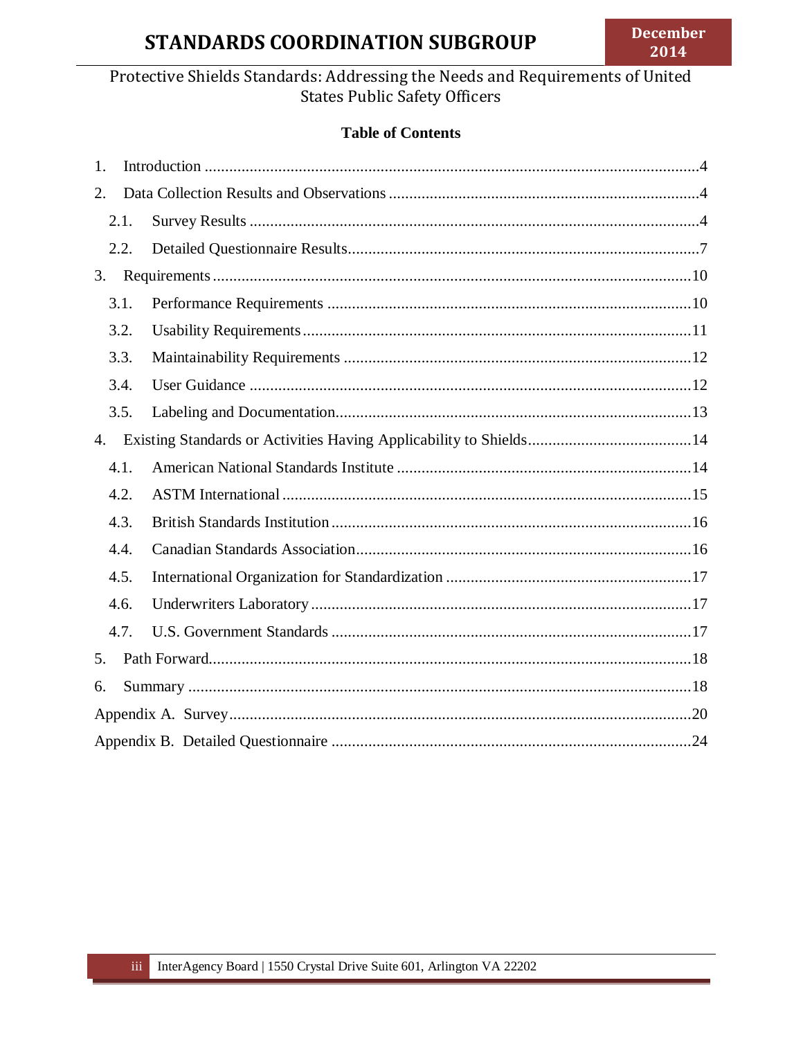Protective Shields Standards: Addressing the Needs and Requirements of United States Public Safety Officers

**Table of Contents**

1. Introduction .....4
2. Data Collection Results and Observations .....4
   - 2.1. Survey Results .....4
   - 2.2. Detailed Questionnaire Results .....7
3. Requirements .....10
   - 3.1. Performance Requirements .....10
   - 3.2. Usability Requirements .....11
   - 3.3. Maintainability Requirements .....12
   - 3.4. User Guidance .....12
   - 3.5. Labeling and Documentation .....13
4. Existing Standards or Activities Having Applicability to Shields .....14
   - 4.1. American National Standards Institute .....14
   - 4.2. ASTM International .....15
   - 4.3. British Standards Institution .....16
   - 4.4. Canadian Standards Association .....16
   - 4.5. International Organization for Standardization .....17
   - 4.6. Underwriters Laboratory .....17
   - 4.7. U.S. Government Standards .....17
5. Path Forward .....18
6. Summary .....18

Appendix A. Survey .....20

Appendix B. Detailed Questionnaire .....24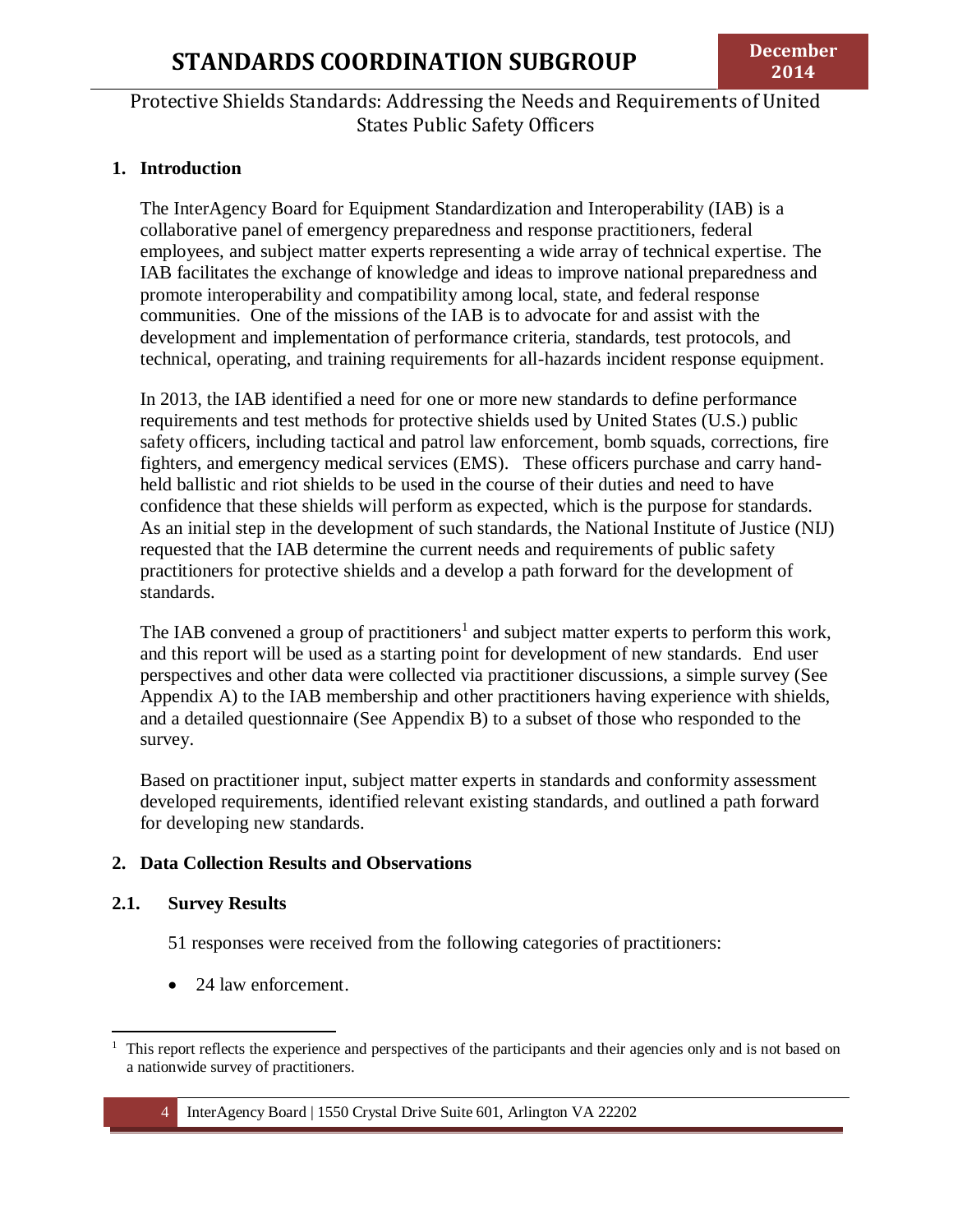Protective Shields Standards: Addressing the Needs and Requirements of United States Public Safety Officers

## 1. Introduction

The InterAgency Board for Equipment Standardization and Interoperability (IAB) is a collaborative panel of emergency preparedness and response practitioners, federal employees, and subject matter experts representing a wide array of technical expertise. The IAB facilitates the exchange of knowledge and ideas to improve national preparedness and promote interoperability and compatibility among local, state, and federal response communities. One of the missions of the IAB is to advocate for and assist with the development and implementation of performance criteria, standards, test protocols, and technical, operating, and training requirements for all-hazards incident response equipment.

In 2013, the IAB identified a need for one or more new standards to define performance requirements and test methods for protective shields used by United States (U.S.) public safety officers, including tactical and patrol law enforcement, bomb squads, corrections, fire fighters, and emergency medical services (EMS). These officers purchase and carry hand-held ballistic and riot shields to be used in the course of their duties and need to have confidence that these shields will perform as expected, which is the purpose for standards. As an initial step in the development of such standards, the National Institute of Justice (NIJ) requested that the IAB determine the current needs and requirements of public safety practitioners for protective shields and a develop a path forward for the development of standards.

The IAB convened a group of practitioners[1] and subject matter experts to perform this work, and this report will be used as a starting point for development of new standards. End user perspectives and other data were collected via practitioner discussions, a simple survey (See Appendix A) to the IAB membership and other practitioners having experience with shields, and a detailed questionnaire (See Appendix B) to a subset of those who responded to the survey.

Based on practitioner input, subject matter experts in standards and conformity assessment developed requirements, identified relevant existing standards, and outlined a path forward for developing new standards.

## 2. Data Collection Results and Observations

### 2.1. Survey Results

51 responses were received from the following categories of practitioners:

- 24 law enforcement.

[1] This report reflects the experience and perspectives of the participants and their agencies only and is not based on a nationwide survey of practitioners.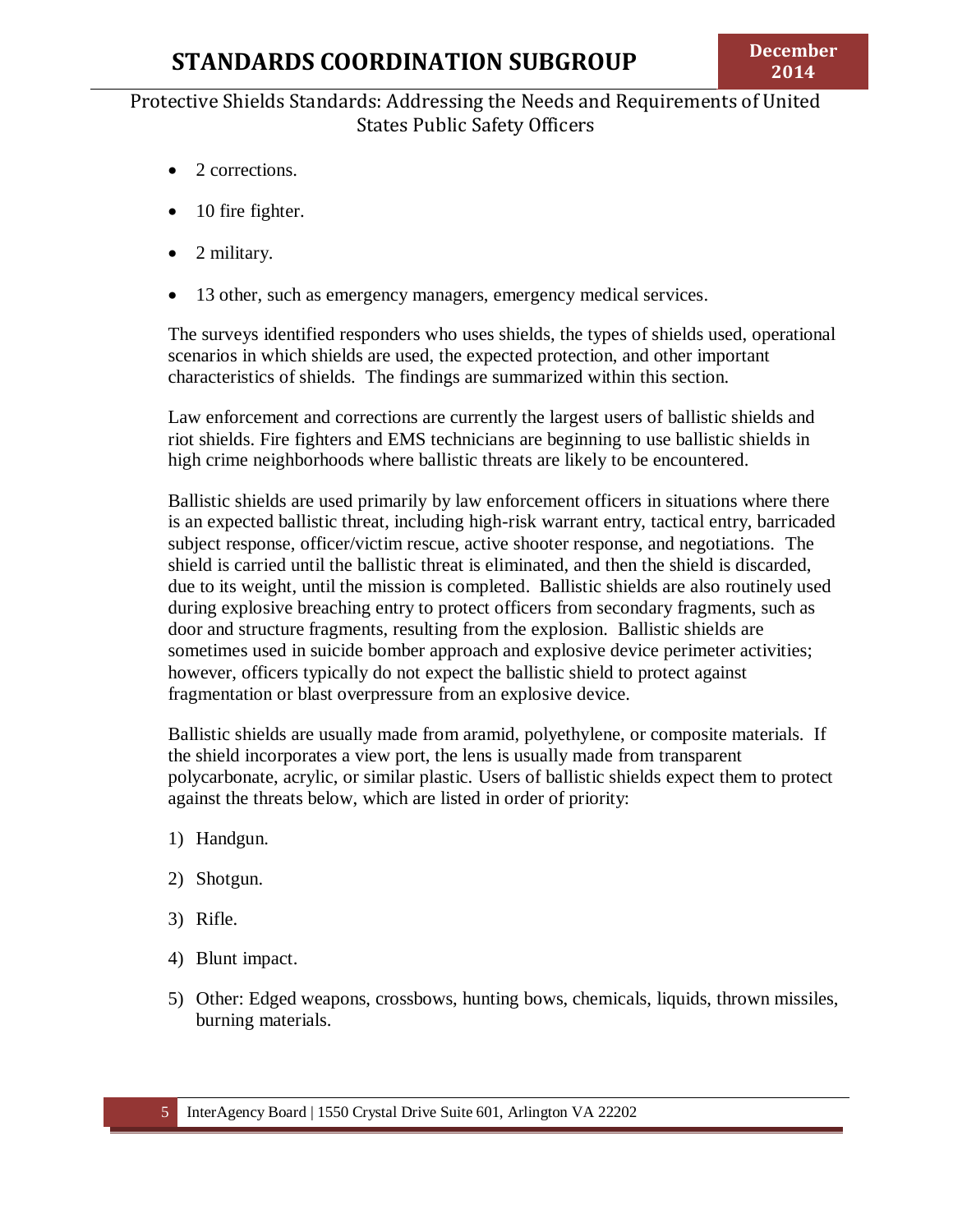- 2 corrections.
- 10 fire fighter.
- 2 military.
- 13 other, such as emergency managers, emergency medical services.

The surveys identified responders who uses shields, the types of shields used, operational scenarios in which shields are used, the expected protection, and other important characteristics of shields. The findings are summarized within this section.

Law enforcement and corrections are currently the largest users of ballistic shields and riot shields. Fire fighters and EMS technicians are beginning to use ballistic shields in high crime neighborhoods where ballistic threats are likely to be encountered.

Ballistic shields are used primarily by law enforcement officers in situations where there is an expected ballistic threat, including high-risk warrant entry, tactical entry, barricaded subject response, officer/victim rescue, active shooter response, and negotiations. The shield is carried until the ballistic threat is eliminated, and then the shield is discarded, due to its weight, until the mission is completed. Ballistic shields are also routinely used during explosive breaching entry to protect officers from secondary fragments, such as door and structure fragments, resulting from the explosion. Ballistic shields are sometimes used in suicide bomber approach and explosive device perimeter activities; however, officers typically do not expect the ballistic shield to protect against fragmentation or blast overpressure from an explosive device.

Ballistic shields are usually made from aramid, polyethylene, or composite materials. If the shield incorporates a view port, the lens is usually made from transparent polycarbonate, acrylic, or similar plastic. Users of ballistic shields expect them to protect against the threats below, which are listed in order of priority:

1) Handgun.
2) Shotgun.
3) Rifle.
4) Blunt impact.
5) Other: Edged weapons, crossbows, hunting bows, chemicals, liquids, thrown missiles, burning materials.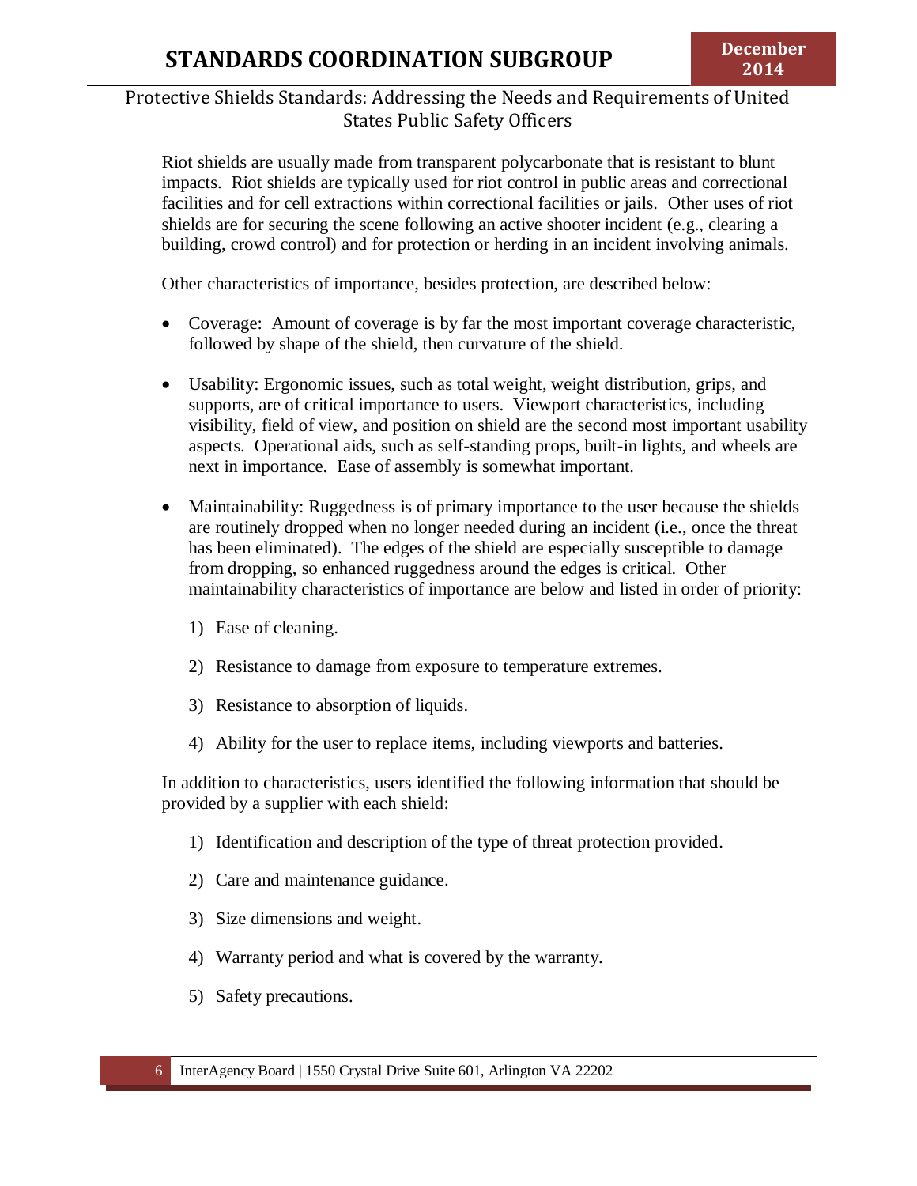Riot shields are usually made from transparent polycarbonate that is resistant to blunt impacts. Riot shields are typically used for riot control in public areas and correctional facilities and for cell extractions within correctional facilities or jails. Other uses of riot shields are for securing the scene following an active shooter incident (e.g., clearing a building, crowd control) and for protection or herding in an incident involving animals.

Other characteristics of importance, besides protection, are described below:

- Coverage: Amount of coverage is by far the most important coverage characteristic, followed by shape of the shield, then curvature of the shield.
- Usability: Ergonomic issues, such as total weight, weight distribution, grips, and supports, are of critical importance to users. Viewport characteristics, including visibility, field of view, and position on shield are the second most important usability aspects. Operational aids, such as self-standing props, built-in lights, and wheels are next in importance. Ease of assembly is somewhat important.
- Maintainability: Ruggedness is of primary importance to the user because the shields are routinely dropped when no longer needed during an incident (i.e., once the threat has been eliminated). The edges of the shield are especially susceptible to damage from dropping, so enhanced ruggedness around the edges is critical. Other maintainability characteristics of importance are below and listed in order of priority:

  1) Ease of cleaning.
  2) Resistance to damage from exposure to temperature extremes.
  3) Resistance to absorption of liquids.
  4) Ability for the user to replace items, including viewports and batteries.

In addition to characteristics, users identified the following information that should be provided by a supplier with each shield:

1) Identification and description of the type of threat protection provided.
2) Care and maintenance guidance.
3) Size dimensions and weight.
4) Warranty period and what is covered by the warranty.
5) Safety precautions.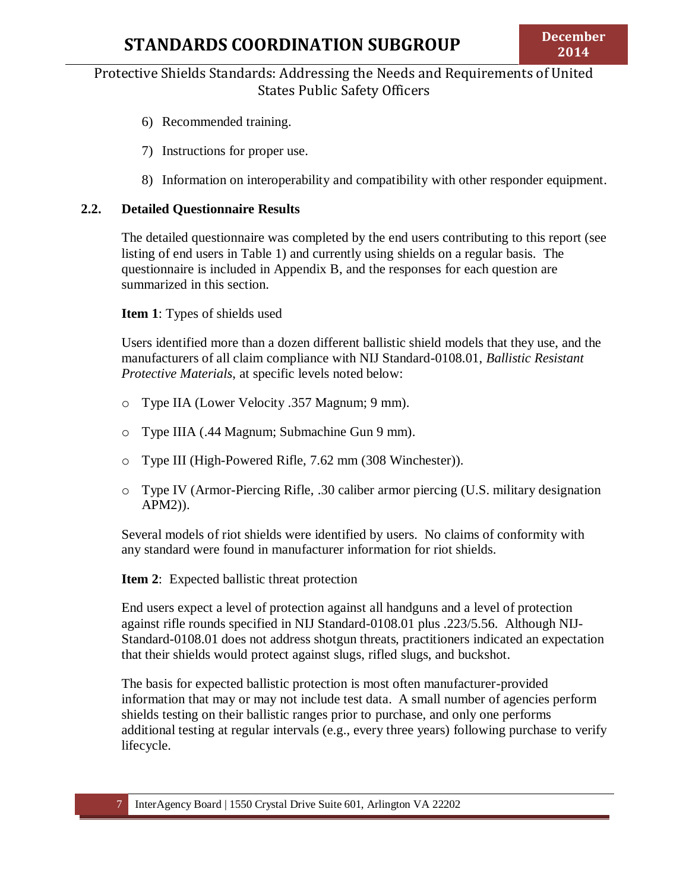6) Recommended training.

7) Instructions for proper use.

8) Information on interoperability and compatibility with other responder equipment.

### 2.2. Detailed Questionnaire Results

The detailed questionnaire was completed by the end users contributing to this report (see listing of end users in Table 1) and currently using shields on a regular basis. The questionnaire is included in Appendix B, and the responses for each question are summarized in this section.

**Item 1**: Types of shields used

Users identified more than a dozen different ballistic shield models that they use, and the manufacturers of all claim compliance with NIJ Standard-0108.01, *Ballistic Resistant Protective Materials*, at specific levels noted below:

- Type IIA (Lower Velocity .357 Magnum; 9 mm).
- Type IIIA (.44 Magnum; Submachine Gun 9 mm).
- Type III (High-Powered Rifle, 7.62 mm (308 Winchester)).
- Type IV (Armor-Piercing Rifle, .30 caliber armor piercing (U.S. military designation APM2)).

Several models of riot shields were identified by users. No claims of conformity with any standard were found in manufacturer information for riot shields.

**Item 2**: Expected ballistic threat protection

End users expect a level of protection against all handguns and a level of protection against rifle rounds specified in NIJ Standard-0108.01 plus .223/5.56. Although NIJ-Standard-0108.01 does not address shotgun threats, practitioners indicated an expectation that their shields would protect against slugs, rifled slugs, and buckshot.

The basis for expected ballistic protection is most often manufacturer-provided information that may or may not include test data. A small number of agencies perform shields testing on their ballistic ranges prior to purchase, and only one performs additional testing at regular intervals (e.g., every three years) following purchase to verify lifecycle.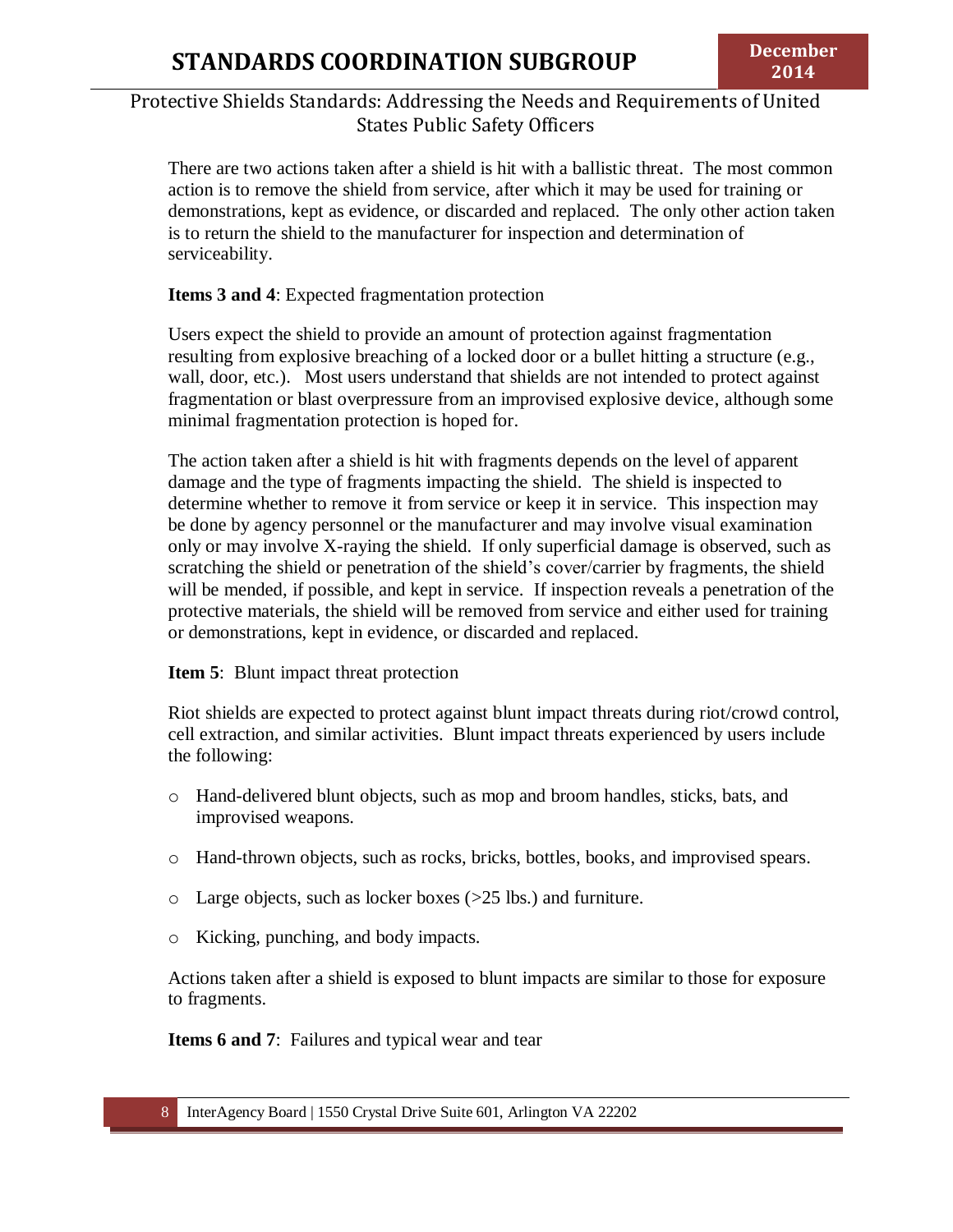There are two actions taken after a shield is hit with a ballistic threat. The most common action is to remove the shield from service, after which it may be used for training or demonstrations, kept as evidence, or discarded and replaced. The only other action taken is to return the shield to the manufacturer for inspection and determination of serviceability.

**Items 3 and 4**: Expected fragmentation protection

Users expect the shield to provide an amount of protection against fragmentation resulting from explosive breaching of a locked door or a bullet hitting a structure (e.g., wall, door, etc.). Most users understand that shields are not intended to protect against fragmentation or blast overpressure from an improvised explosive device, although some minimal fragmentation protection is hoped for.

The action taken after a shield is hit with fragments depends on the level of apparent damage and the type of fragments impacting the shield. The shield is inspected to determine whether to remove it from service or keep it in service. This inspection may be done by agency personnel or the manufacturer and may involve visual examination only or may involve X-raying the shield. If only superficial damage is observed, such as scratching the shield or penetration of the shield's cover/carrier by fragments, the shield will be mended, if possible, and kept in service. If inspection reveals a penetration of the protective materials, the shield will be removed from service and either used for training or demonstrations, kept in evidence, or discarded and replaced.

**Item 5**: Blunt impact threat protection

Riot shields are expected to protect against blunt impact threats during riot/crowd control, cell extraction, and similar activities. Blunt impact threats experienced by users include the following:

- Hand-delivered blunt objects, such as mop and broom handles, sticks, bats, and improvised weapons.
- Hand-thrown objects, such as rocks, bricks, bottles, books, and improvised spears.
- Large objects, such as locker boxes (>25 lbs.) and furniture.
- Kicking, punching, and body impacts.

Actions taken after a shield is exposed to blunt impacts are similar to those for exposure to fragments.

**Items 6 and 7**: Failures and typical wear and tear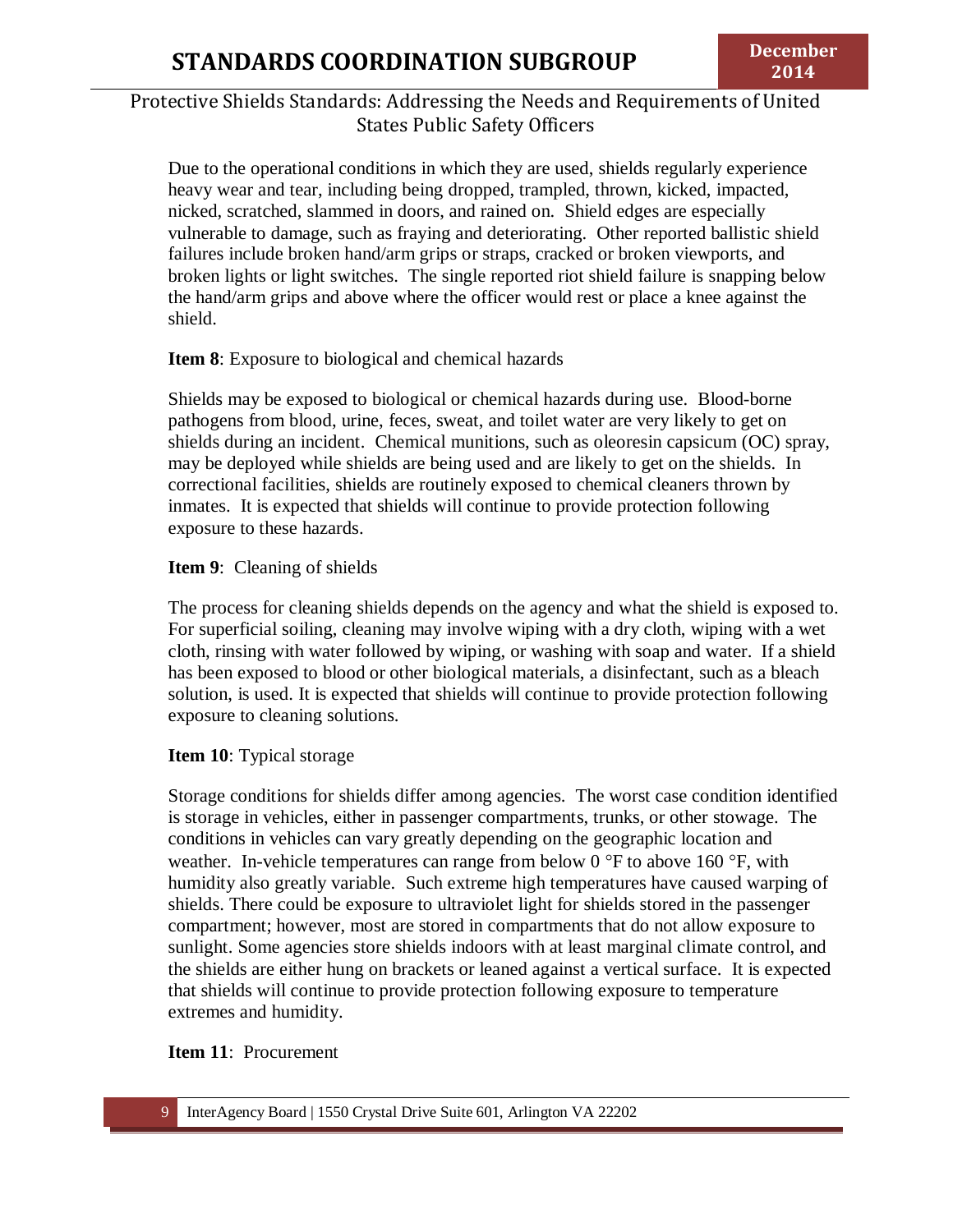Due to the operational conditions in which they are used, shields regularly experience heavy wear and tear, including being dropped, trampled, thrown, kicked, impacted, nicked, scratched, slammed in doors, and rained on. Shield edges are especially vulnerable to damage, such as fraying and deteriorating. Other reported ballistic shield failures include broken hand/arm grips or straps, cracked or broken viewports, and broken lights or light switches. The single reported riot shield failure is snapping below the hand/arm grips and above where the officer would rest or place a knee against the shield.

**Item 8**: Exposure to biological and chemical hazards

Shields may be exposed to biological or chemical hazards during use. Blood-borne pathogens from blood, urine, feces, sweat, and toilet water are very likely to get on shields during an incident. Chemical munitions, such as oleoresin capsicum (OC) spray, may be deployed while shields are being used and are likely to get on the shields. In correctional facilities, shields are routinely exposed to chemical cleaners thrown by inmates. It is expected that shields will continue to provide protection following exposure to these hazards.

**Item 9**: Cleaning of shields

The process for cleaning shields depends on the agency and what the shield is exposed to. For superficial soiling, cleaning may involve wiping with a dry cloth, wiping with a wet cloth, rinsing with water followed by wiping, or washing with soap and water. If a shield has been exposed to blood or other biological materials, a disinfectant, such as a bleach solution, is used. It is expected that shields will continue to provide protection following exposure to cleaning solutions.

**Item 10**: Typical storage

Storage conditions for shields differ among agencies. The worst case condition identified is storage in vehicles, either in passenger compartments, trunks, or other stowage. The conditions in vehicles can vary greatly depending on the geographic location and weather. In-vehicle temperatures can range from below 0 °F to above 160 °F, with humidity also greatly variable. Such extreme high temperatures have caused warping of shields. There could be exposure to ultraviolet light for shields stored in the passenger compartment; however, most are stored in compartments that do not allow exposure to sunlight. Some agencies store shields indoors with at least marginal climate control, and the shields are either hung on brackets or leaned against a vertical surface. It is expected that shields will continue to provide protection following exposure to temperature extremes and humidity.

**Item 11**: Procurement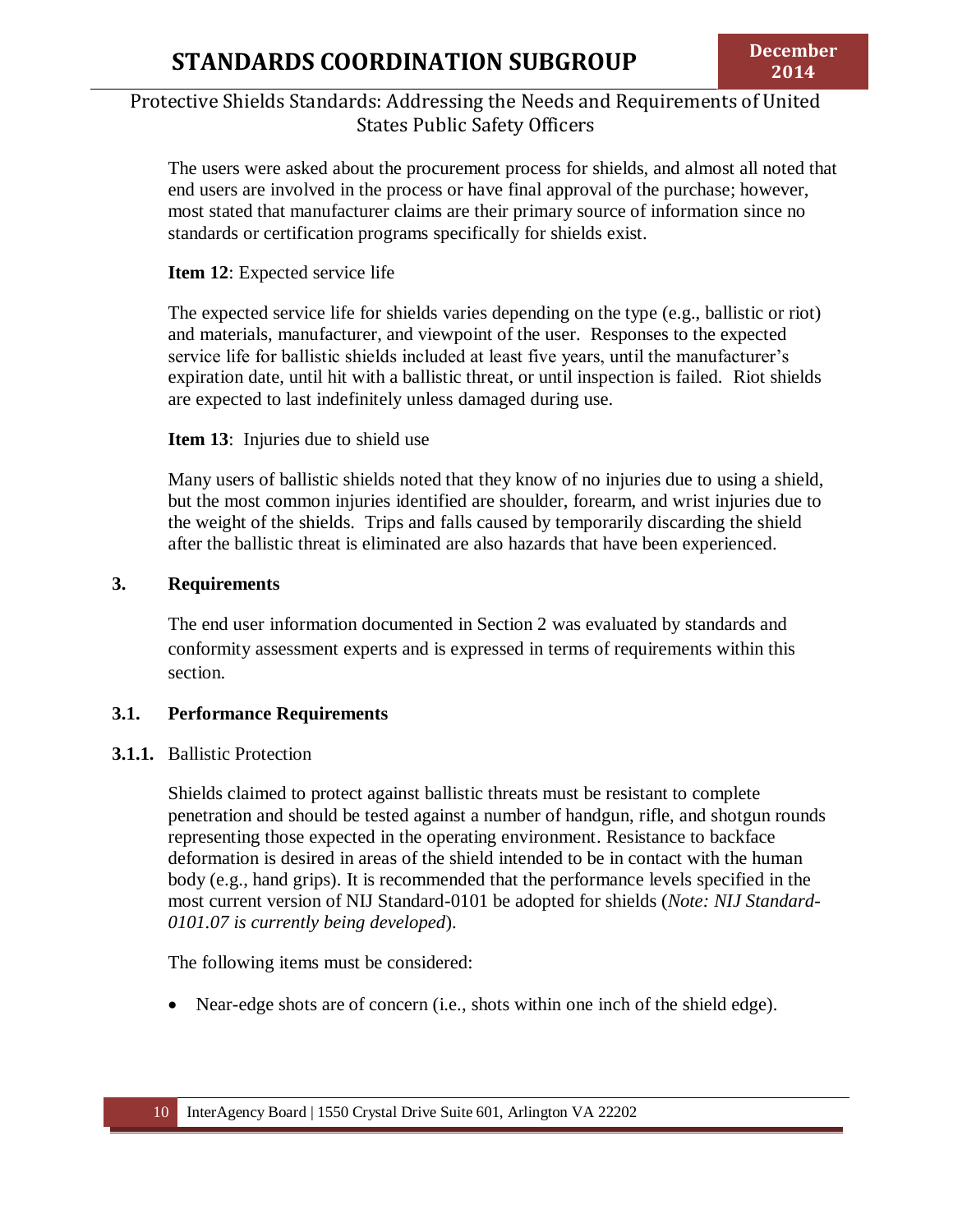The users were asked about the procurement process for shields, and almost all noted that end users are involved in the process or have final approval of the purchase; however, most stated that manufacturer claims are their primary source of information since no standards or certification programs specifically for shields exist.

**Item 12**: Expected service life

The expected service life for shields varies depending on the type (e.g., ballistic or riot) and materials, manufacturer, and viewpoint of the user. Responses to the expected service life for ballistic shields included at least five years, until the manufacturer's expiration date, until hit with a ballistic threat, or until inspection is failed. Riot shields are expected to last indefinitely unless damaged during use.

**Item 13**: Injuries due to shield use

Many users of ballistic shields noted that they know of no injuries due to using a shield, but the most common injuries identified are shoulder, forearm, and wrist injuries due to the weight of the shields. Trips and falls caused by temporarily discarding the shield after the ballistic threat is eliminated are also hazards that have been experienced.

## 3. Requirements

The end user information documented in Section 2 was evaluated by standards and conformity assessment experts and is expressed in terms of requirements within this section.

### 3.1. Performance Requirements

#### 3.1.1. Ballistic Protection

Shields claimed to protect against ballistic threats must be resistant to complete penetration and should be tested against a number of handgun, rifle, and shotgun rounds representing those expected in the operating environment. Resistance to backface deformation is desired in areas of the shield intended to be in contact with the human body (e.g., hand grips). It is recommended that the performance levels specified in the most current version of NIJ Standard-0101 be adopted for shields (*Note: NIJ Standard-0101.07 is currently being developed*).

The following items must be considered:

- Near-edge shots are of concern (i.e., shots within one inch of the shield edge).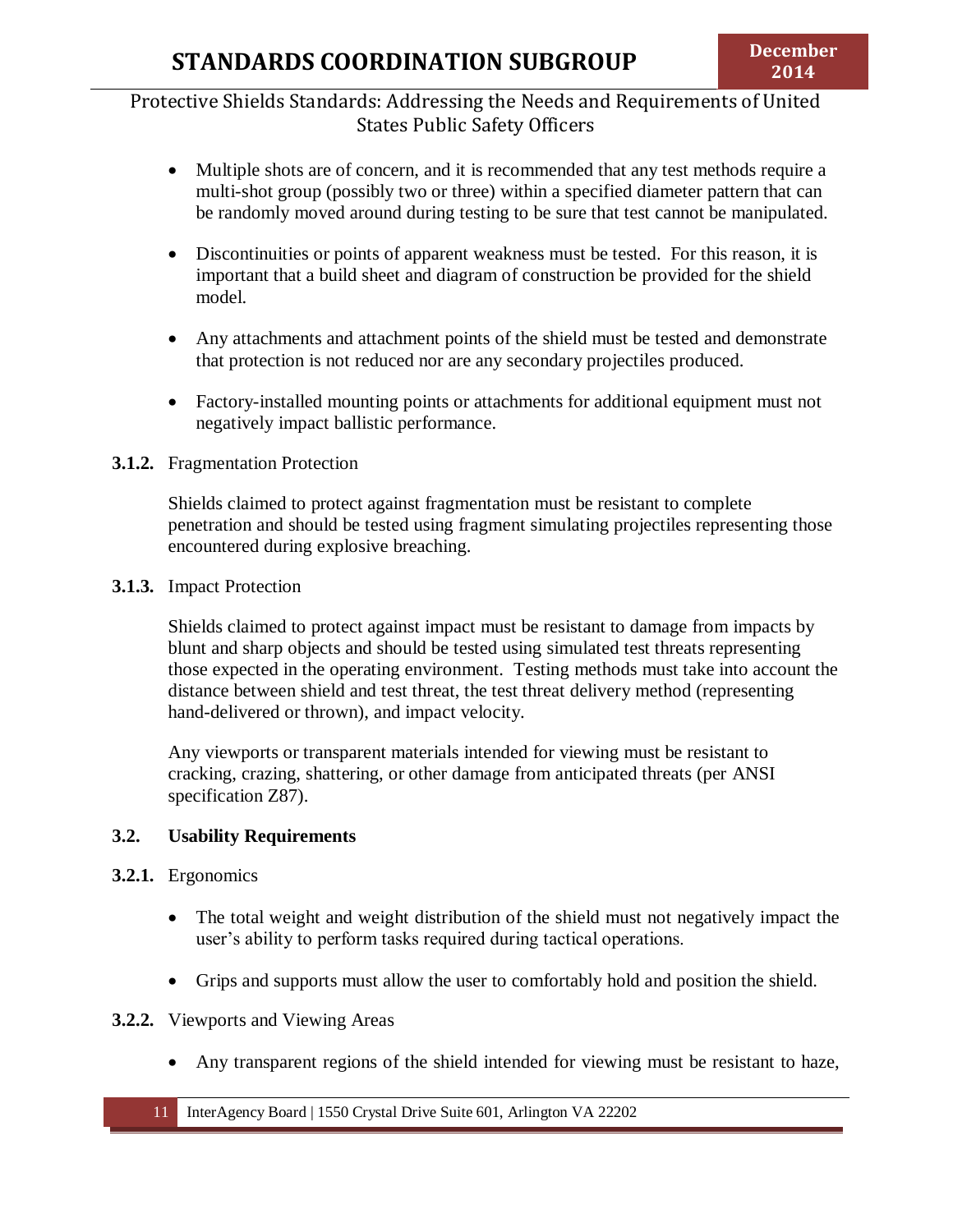- Multiple shots are of concern, and it is recommended that any test methods require a multi-shot group (possibly two or three) within a specified diameter pattern that can be randomly moved around during testing to be sure that test cannot be manipulated.

- Discontinuities or points of apparent weakness must be tested. For this reason, it is important that a build sheet and diagram of construction be provided for the shield model.

- Any attachments and attachment points of the shield must be tested and demonstrate that protection is not reduced nor are any secondary projectiles produced.

- Factory-installed mounting points or attachments for additional equipment must not negatively impact ballistic performance.

#### 3.1.2. Fragmentation Protection

Shields claimed to protect against fragmentation must be resistant to complete penetration and should be tested using fragment simulating projectiles representing those encountered during explosive breaching.

#### 3.1.3. Impact Protection

Shields claimed to protect against impact must be resistant to damage from impacts by blunt and sharp objects and should be tested using simulated test threats representing those expected in the operating environment. Testing methods must take into account the distance between shield and test threat, the test threat delivery method (representing hand-delivered or thrown), and impact velocity.

Any viewports or transparent materials intended for viewing must be resistant to cracking, crazing, shattering, or other damage from anticipated threats (per ANSI specification Z87).

### 3.2. Usability Requirements

#### 3.2.1. Ergonomics

- The total weight and weight distribution of the shield must not negatively impact the user's ability to perform tasks required during tactical operations.

- Grips and supports must allow the user to comfortably hold and position the shield.

#### 3.2.2. Viewports and Viewing Areas

- Any transparent regions of the shield intended for viewing must be resistant to haze,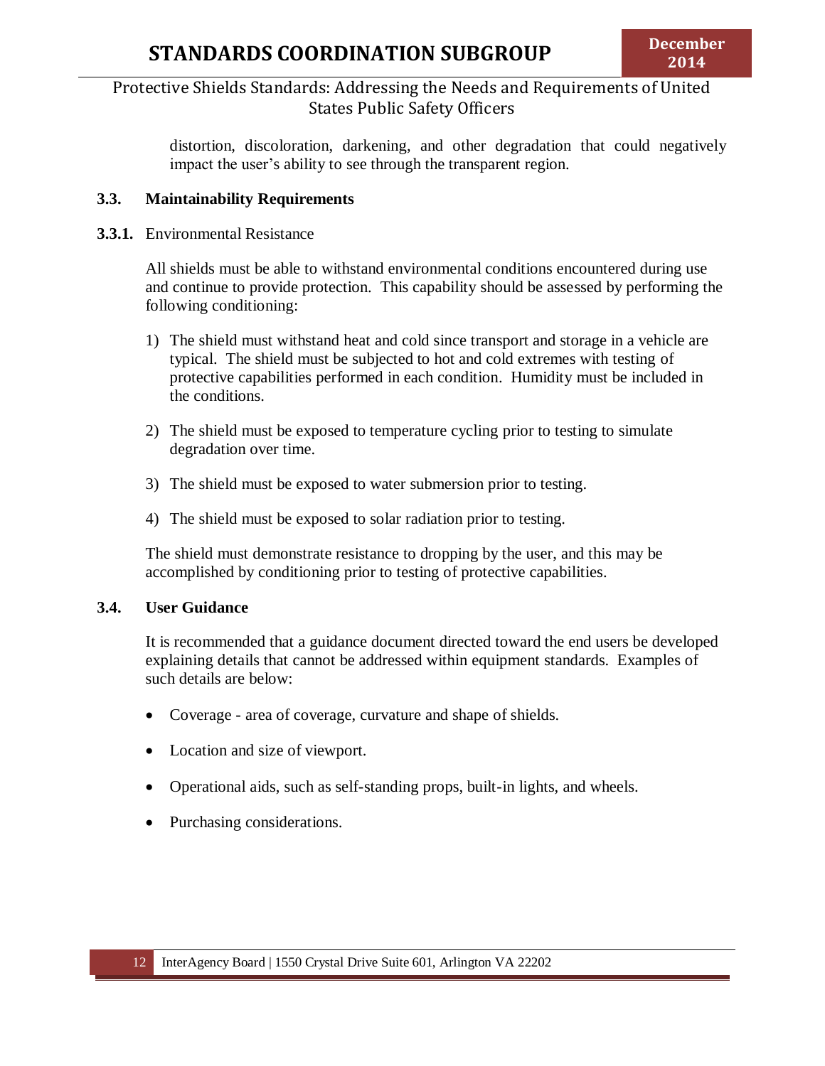distortion, discoloration, darkening, and other degradation that could negatively impact the user's ability to see through the transparent region.

### 3.3. Maintainability Requirements

#### 3.3.1. Environmental Resistance

All shields must be able to withstand environmental conditions encountered during use and continue to provide protection. This capability should be assessed by performing the following conditioning:

1) The shield must withstand heat and cold since transport and storage in a vehicle are typical. The shield must be subjected to hot and cold extremes with testing of protective capabilities performed in each condition. Humidity must be included in the conditions.

2) The shield must be exposed to temperature cycling prior to testing to simulate degradation over time.

3) The shield must be exposed to water submersion prior to testing.

4) The shield must be exposed to solar radiation prior to testing.

The shield must demonstrate resistance to dropping by the user, and this may be accomplished by conditioning prior to testing of protective capabilities.

### 3.4. User Guidance

It is recommended that a guidance document directed toward the end users be developed explaining details that cannot be addressed within equipment standards. Examples of such details are below:

- Coverage - area of coverage, curvature and shape of shields.
- Location and size of viewport.
- Operational aids, such as self-standing props, built-in lights, and wheels.
- Purchasing considerations.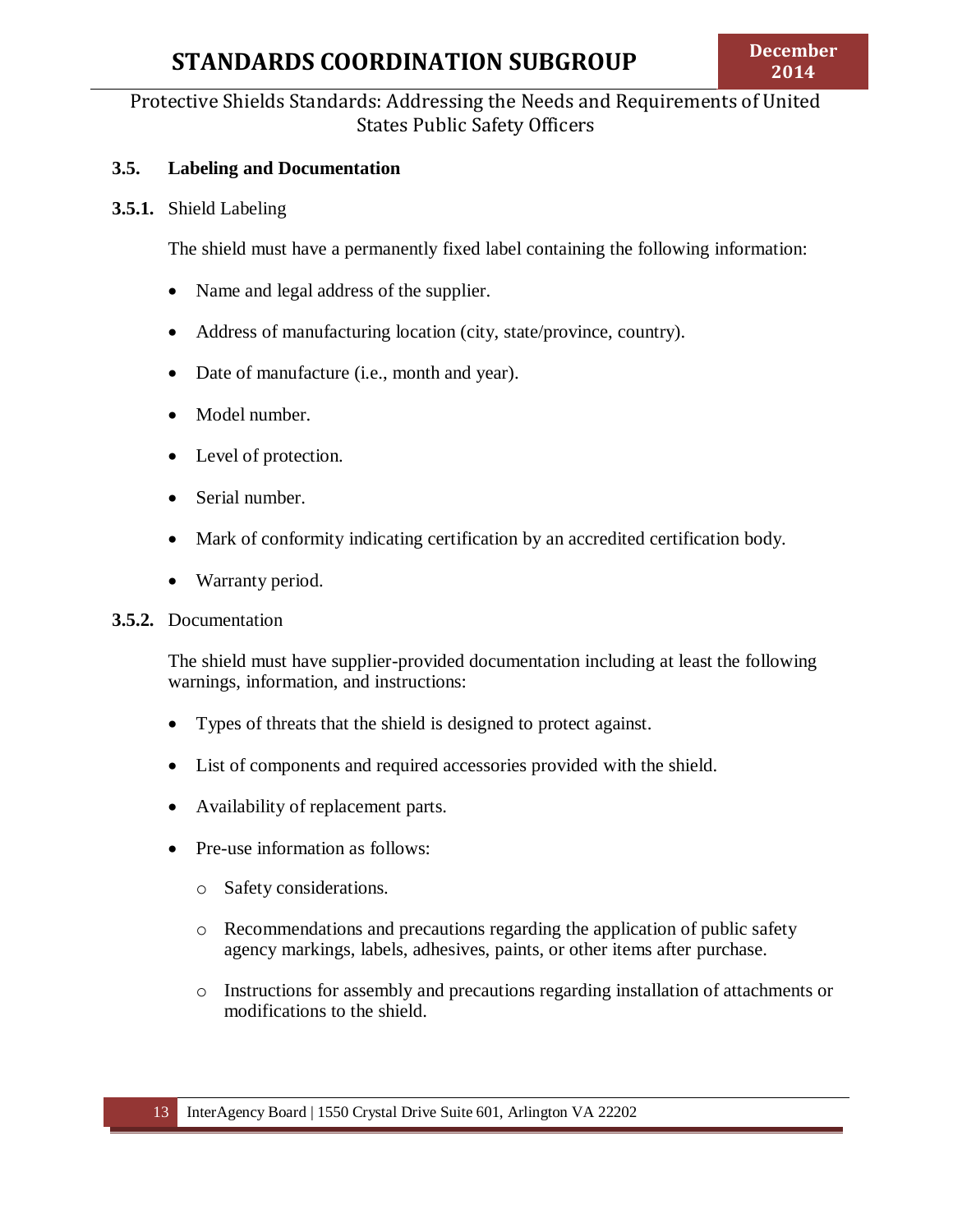## 3.5. Labeling and Documentation

### 3.5.1. Shield Labeling

The shield must have a permanently fixed label containing the following information:

- Name and legal address of the supplier.
- Address of manufacturing location (city, state/province, country).
- Date of manufacture (i.e., month and year).
- Model number.
- Level of protection.
- Serial number.
- Mark of conformity indicating certification by an accredited certification body.
- Warranty period.

### 3.5.2. Documentation

The shield must have supplier-provided documentation including at least the following warnings, information, and instructions:

- Types of threats that the shield is designed to protect against.
- List of components and required accessories provided with the shield.
- Availability of replacement parts.
- Pre-use information as follows:
  - Safety considerations.
  - Recommendations and precautions regarding the application of public safety agency markings, labels, adhesives, paints, or other items after purchase.
  - Instructions for assembly and precautions regarding installation of attachments or modifications to the shield.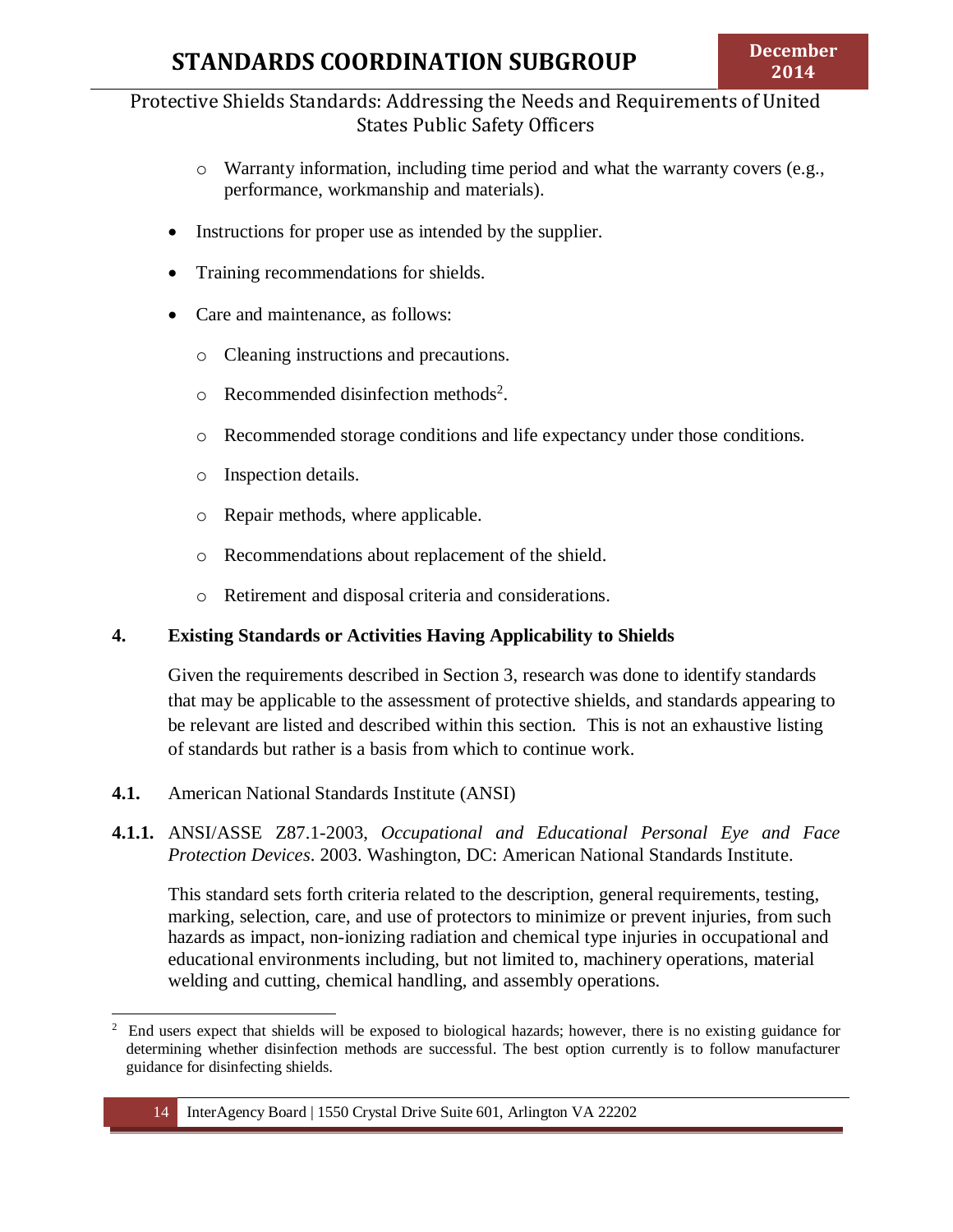- Warranty information, including time period and what the warranty covers (e.g., performance, workmanship and materials).

- Instructions for proper use as intended by the supplier.

- Training recommendations for shields.

- Care and maintenance, as follows:

   - Cleaning instructions and precautions.

   - Recommended disinfection methods[2].

   - Recommended storage conditions and life expectancy under those conditions.

   - Inspection details.

   - Repair methods, where applicable.

   - Recommendations about replacement of the shield.

   - Retirement and disposal criteria and considerations.

## 4. Existing Standards or Activities Having Applicability to Shields

Given the requirements described in Section 3, research was done to identify standards that may be applicable to the assessment of protective shields, and standards appearing to be relevant are listed and described within this section. This is not an exhaustive listing of standards but rather is a basis from which to continue work.

### 4.1. American National Standards Institute (ANSI)

**4.1.1.** ANSI/ASSE Z87.1-2003, *Occupational and Educational Personal Eye and Face Protection Devices*. 2003. Washington, DC: American National Standards Institute.

This standard sets forth criteria related to the description, general requirements, testing, marking, selection, care, and use of protectors to minimize or prevent injuries, from such hazards as impact, non-ionizing radiation and chemical type injuries in occupational and educational environments including, but not limited to, machinery operations, material welding and cutting, chemical handling, and assembly operations.

---

[2] End users expect that shields will be exposed to biological hazards; however, there is no existing guidance for determining whether disinfection methods are successful. The best option currently is to follow manufacturer guidance for disinfecting shields.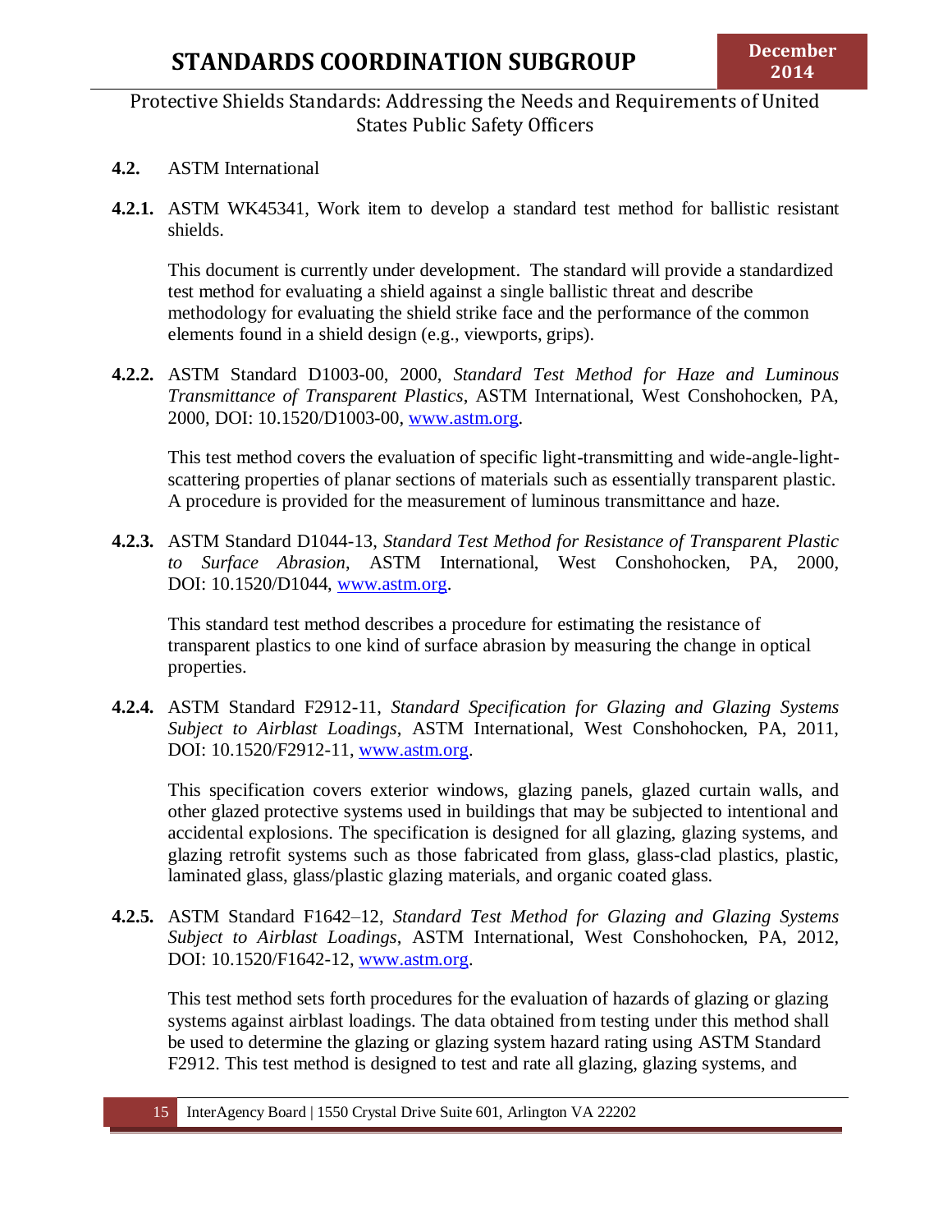**4.2.** ASTM International

**4.2.1.** ASTM WK45341, Work item to develop a standard test method for ballistic resistant shields.

This document is currently under development. The standard will provide a standardized test method for evaluating a shield against a single ballistic threat and describe methodology for evaluating the shield strike face and the performance of the common elements found in a shield design (e.g., viewports, grips).

**4.2.2.** ASTM Standard D1003-00, 2000, *Standard Test Method for Haze and Luminous Transmittance of Transparent Plastics*, ASTM International, West Conshohocken, PA, 2000, DOI: 10.1520/D1003-00, www.astm.org.

This test method covers the evaluation of specific light-transmitting and wide-angle-light-scattering properties of planar sections of materials such as essentially transparent plastic. A procedure is provided for the measurement of luminous transmittance and haze.

**4.2.3.** ASTM Standard D1044-13, *Standard Test Method for Resistance of Transparent Plastic to Surface Abrasion*, ASTM International, West Conshohocken, PA, 2000, DOI: 10.1520/D1044, www.astm.org.

This standard test method describes a procedure for estimating the resistance of transparent plastics to one kind of surface abrasion by measuring the change in optical properties.

**4.2.4.** ASTM Standard F2912-11, *Standard Specification for Glazing and Glazing Systems Subject to Airblast Loadings*, ASTM International, West Conshohocken, PA, 2011, DOI: 10.1520/F2912-11, www.astm.org.

This specification covers exterior windows, glazing panels, glazed curtain walls, and other glazed protective systems used in buildings that may be subjected to intentional and accidental explosions. The specification is designed for all glazing, glazing systems, and glazing retrofit systems such as those fabricated from glass, glass-clad plastics, plastic, laminated glass, glass/plastic glazing materials, and organic coated glass.

**4.2.5.** ASTM Standard F1642–12, *Standard Test Method for Glazing and Glazing Systems Subject to Airblast Loadings*, ASTM International, West Conshohocken, PA, 2012, DOI: 10.1520/F1642-12, www.astm.org.

This test method sets forth procedures for the evaluation of hazards of glazing or glazing systems against airblast loadings. The data obtained from testing under this method shall be used to determine the glazing or glazing system hazard rating using ASTM Standard F2912. This test method is designed to test and rate all glazing, glazing systems, and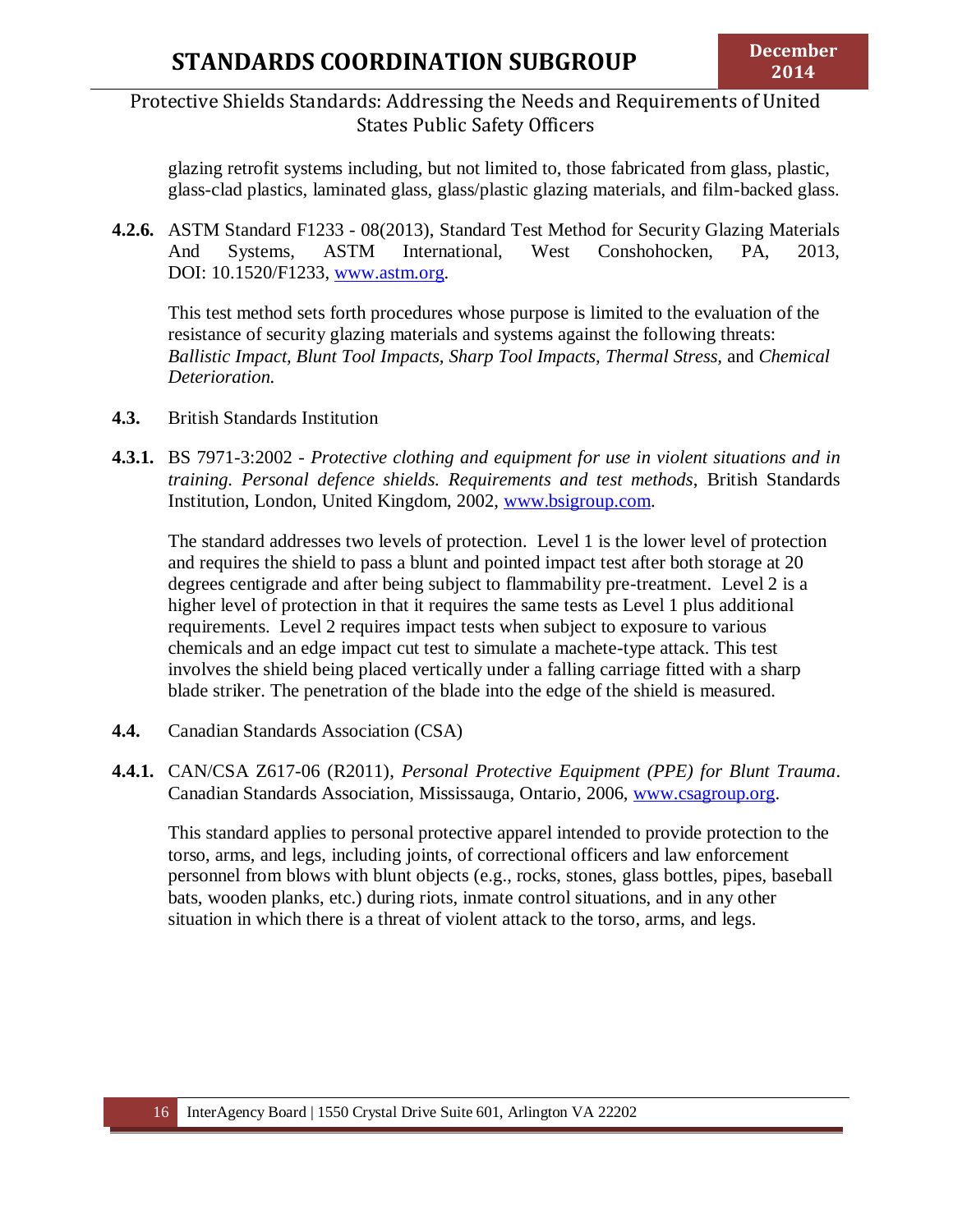glazing retrofit systems including, but not limited to, those fabricated from glass, plastic, glass-clad plastics, laminated glass, glass/plastic glazing materials, and film-backed glass.

**4.2.6.** ASTM Standard F1233 - 08(2013), Standard Test Method for Security Glazing Materials And Systems, ASTM International, West Conshohocken, PA, 2013, DOI: 10.1520/F1233, [www.astm.org](http://www.astm.org).

This test method sets forth procedures whose purpose is limited to the evaluation of the resistance of security glazing materials and systems against the following threats: *Ballistic Impact, Blunt Tool Impacts, Sharp Tool Impacts, Thermal Stress,* and *Chemical Deterioration.*

## **4.3.** British Standards Institution

**4.3.1.** BS 7971-3:2002 - *Protective clothing and equipment for use in violent situations and in training. Personal defence shields. Requirements and test methods*, British Standards Institution, London, United Kingdom, 2002, [www.bsigroup.com](http://www.bsigroup.com).

The standard addresses two levels of protection. Level 1 is the lower level of protection and requires the shield to pass a blunt and pointed impact test after both storage at 20 degrees centigrade and after being subject to flammability pre-treatment. Level 2 is a higher level of protection in that it requires the same tests as Level 1 plus additional requirements. Level 2 requires impact tests when subject to exposure to various chemicals and an edge impact cut test to simulate a machete-type attack. This test involves the shield being placed vertically under a falling carriage fitted with a sharp blade striker. The penetration of the blade into the edge of the shield is measured.

## **4.4.** Canadian Standards Association (CSA)

**4.4.1.** CAN/CSA Z617-06 (R2011), *Personal Protective Equipment (PPE) for Blunt Trauma*. Canadian Standards Association, Mississauga, Ontario, 2006, [www.csagroup.org](http://www.csagroup.org).

This standard applies to personal protective apparel intended to provide protection to the torso, arms, and legs, including joints, of correctional officers and law enforcement personnel from blows with blunt objects (e.g., rocks, stones, glass bottles, pipes, baseball bats, wooden planks, etc.) during riots, inmate control situations, and in any other situation in which there is a threat of violent attack to the torso, arms, and legs.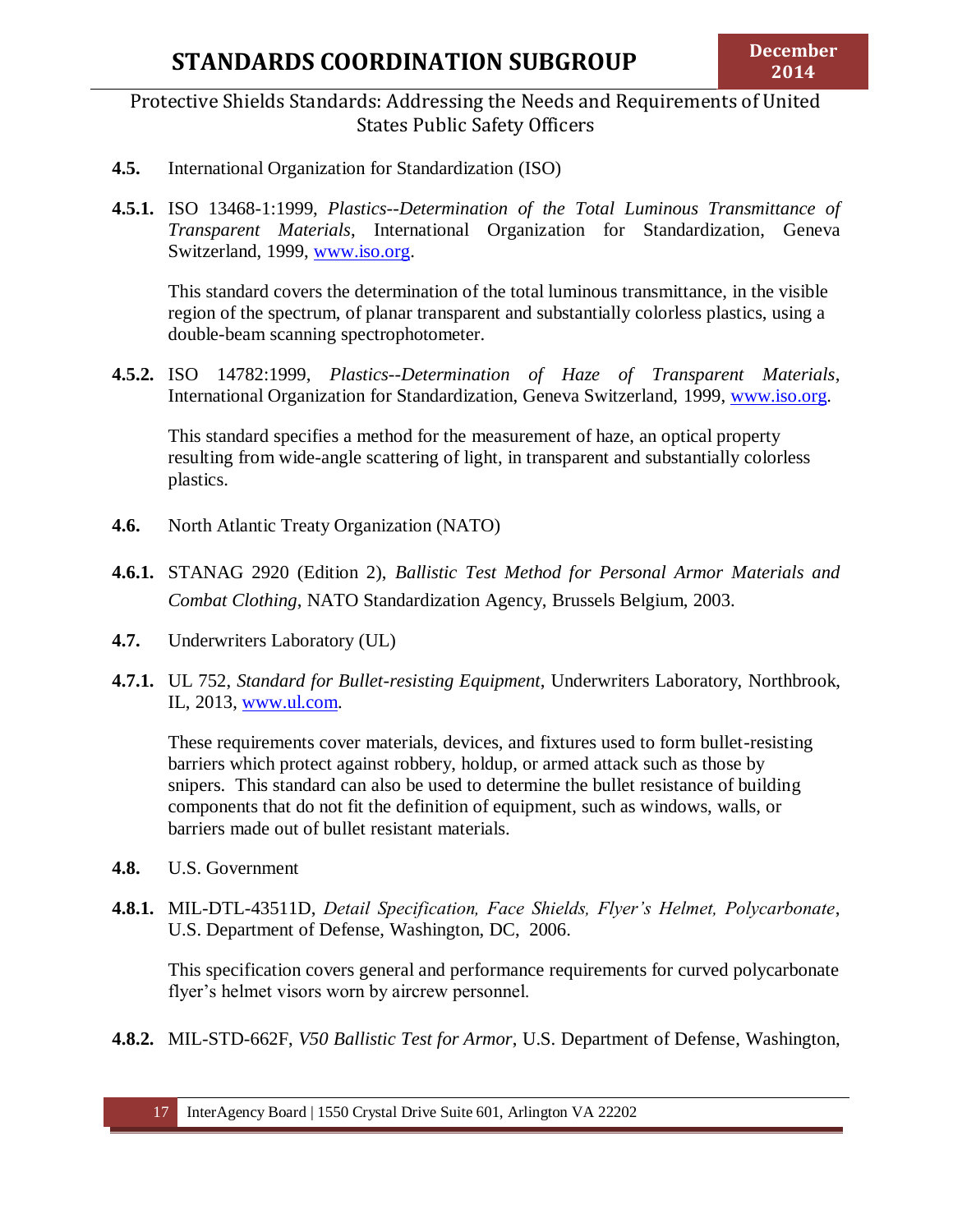**4.5.** International Organization for Standardization (ISO)

**4.5.1.** ISO 13468-1:1999, *Plastics--Determination of the Total Luminous Transmittance of Transparent Materials*, International Organization for Standardization, Geneva Switzerland, 1999, www.iso.org.

This standard covers the determination of the total luminous transmittance, in the visible region of the spectrum, of planar transparent and substantially colorless plastics, using a double-beam scanning spectrophotometer.

**4.5.2.** ISO 14782:1999, *Plastics--Determination of Haze of Transparent Materials*, International Organization for Standardization, Geneva Switzerland, 1999, www.iso.org.

This standard specifies a method for the measurement of haze, an optical property resulting from wide-angle scattering of light, in transparent and substantially colorless plastics.

**4.6.** North Atlantic Treaty Organization (NATO)

**4.6.1.** STANAG 2920 (Edition 2), *Ballistic Test Method for Personal Armor Materials and Combat Clothing*, NATO Standardization Agency, Brussels Belgium, 2003.

**4.7.** Underwriters Laboratory (UL)

**4.7.1.** UL 752, *Standard for Bullet-resisting Equipment*, Underwriters Laboratory, Northbrook, IL, 2013, www.ul.com.

These requirements cover materials, devices, and fixtures used to form bullet-resisting barriers which protect against robbery, holdup, or armed attack such as those by snipers. This standard can also be used to determine the bullet resistance of building components that do not fit the definition of equipment, such as windows, walls, or barriers made out of bullet resistant materials.

**4.8.** U.S. Government

**4.8.1.** MIL-DTL-43511D, *Detail Specification, Face Shields, Flyer's Helmet, Polycarbonate*, U.S. Department of Defense, Washington, DC, 2006.

This specification covers general and performance requirements for curved polycarbonate flyer's helmet visors worn by aircrew personnel.

**4.8.2.** MIL-STD-662F, *V50 Ballistic Test for Armor*, U.S. Department of Defense, Washington,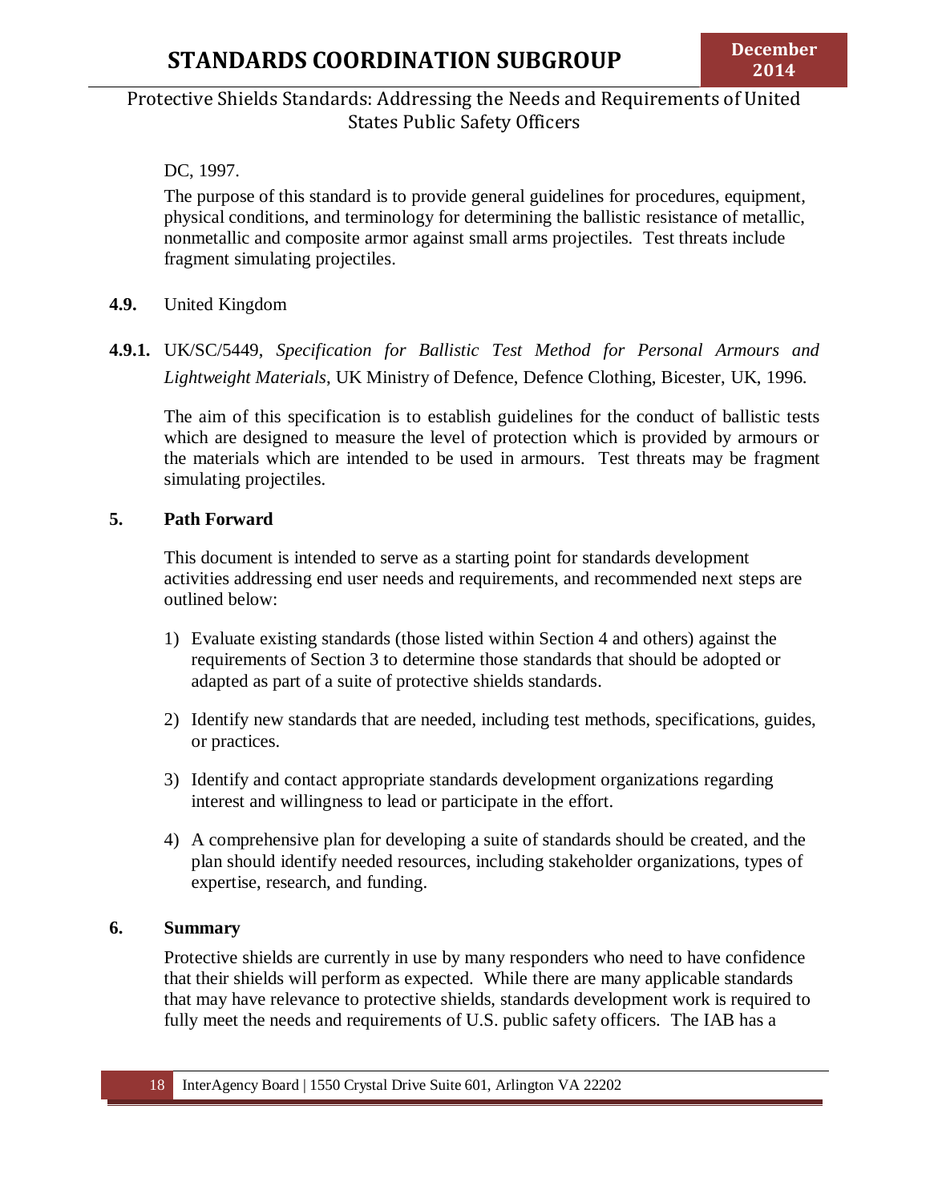DC, 1997.

The purpose of this standard is to provide general guidelines for procedures, equipment, physical conditions, and terminology for determining the ballistic resistance of metallic, nonmetallic and composite armor against small arms projectiles. Test threats include fragment simulating projectiles.

**4.9.** United Kingdom

**4.9.1.** UK/SC/5449, *Specification for Ballistic Test Method for Personal Armours and Lightweight Materials*, UK Ministry of Defence, Defence Clothing, Bicester, UK, 1996.

The aim of this specification is to establish guidelines for the conduct of ballistic tests which are designed to measure the level of protection which is provided by armours or the materials which are intended to be used in armours. Test threats may be fragment simulating projectiles.

## 5. Path Forward

This document is intended to serve as a starting point for standards development activities addressing end user needs and requirements, and recommended next steps are outlined below:

1) Evaluate existing standards (those listed within Section 4 and others) against the requirements of Section 3 to determine those standards that should be adopted or adapted as part of a suite of protective shields standards.

2) Identify new standards that are needed, including test methods, specifications, guides, or practices.

3) Identify and contact appropriate standards development organizations regarding interest and willingness to lead or participate in the effort.

4) A comprehensive plan for developing a suite of standards should be created, and the plan should identify needed resources, including stakeholder organizations, types of expertise, research, and funding.

## 6. Summary

Protective shields are currently in use by many responders who need to have confidence that their shields will perform as expected. While there are many applicable standards that may have relevance to protective shields, standards development work is required to fully meet the needs and requirements of U.S. public safety officers. The IAB has a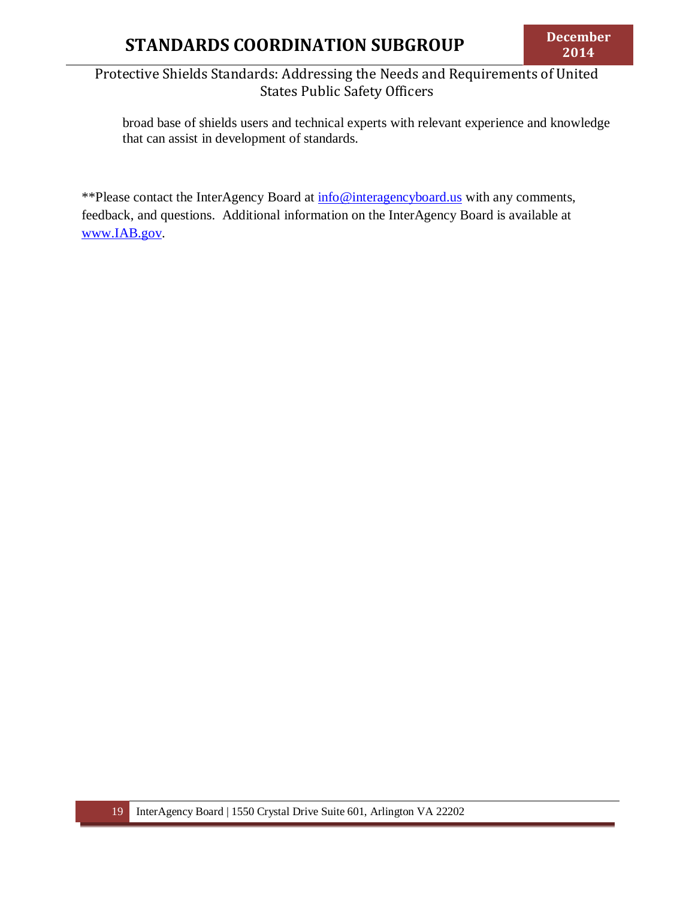broad base of shields users and technical experts with relevant experience and knowledge that can assist in development of standards.

**Please contact the InterAgency Board at info@interagencyboard.us with any comments, feedback, and questions.  Additional information on the InterAgency Board is available at www.IAB.gov.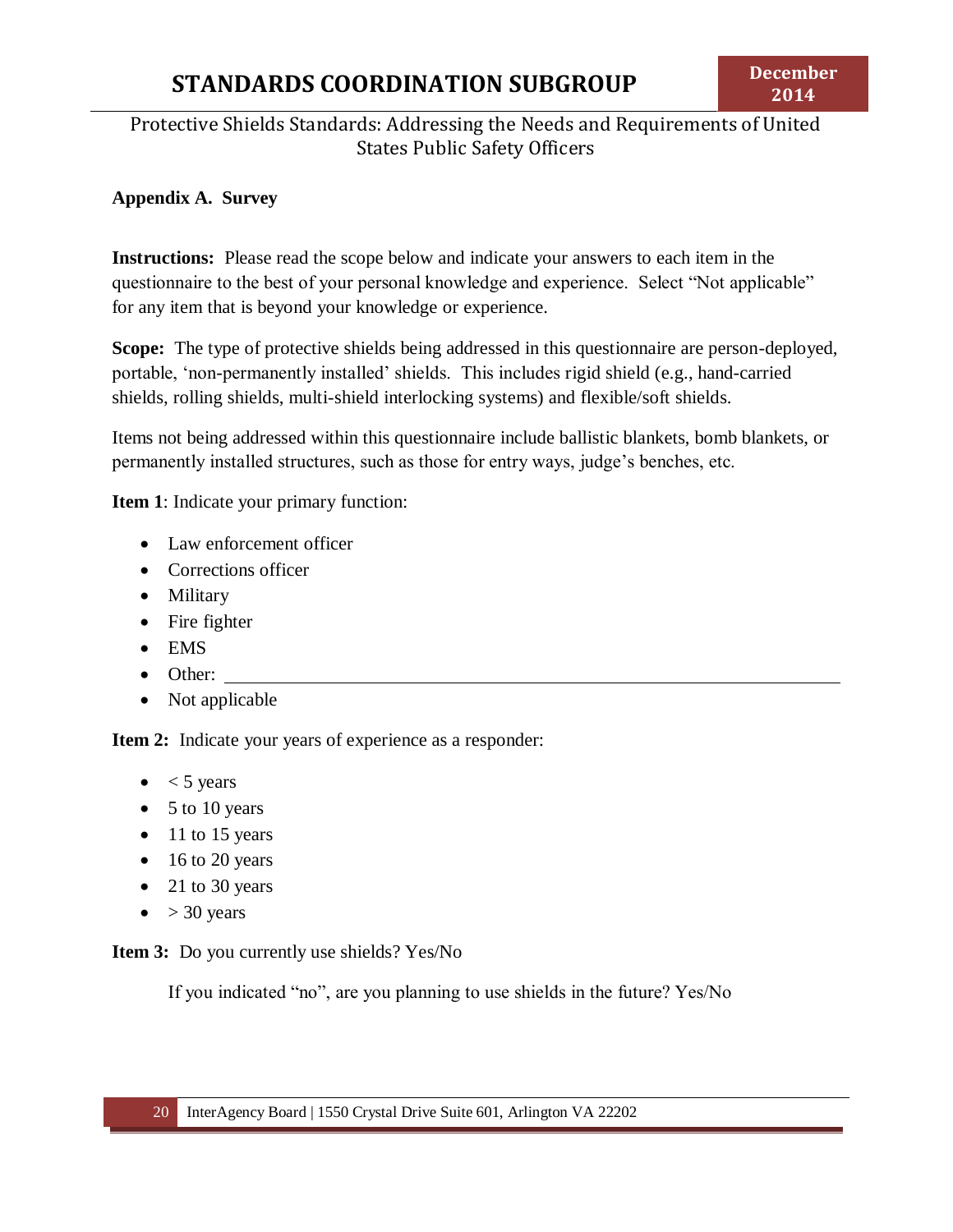## Appendix A. Survey

**Instructions:** Please read the scope below and indicate your answers to each item in the questionnaire to the best of your personal knowledge and experience. Select "Not applicable" for any item that is beyond your knowledge or experience.

**Scope:** The type of protective shields being addressed in this questionnaire are person-deployed, portable, 'non-permanently installed' shields. This includes rigid shield (e.g., hand-carried shields, rolling shields, multi-shield interlocking systems) and flexible/soft shields.

Items not being addressed within this questionnaire include ballistic blankets, bomb blankets, or permanently installed structures, such as those for entry ways, judge's benches, etc.

**Item 1**: Indicate your primary function:

- Law enforcement officer
- Corrections officer
- Military
- Fire fighter
- EMS
- Other: ____________________
- Not applicable

**Item 2:** Indicate your years of experience as a responder:

- < 5 years
- 5 to 10 years
- 11 to 15 years
- 16 to 20 years
- 21 to 30 years
- > 30 years

**Item 3:** Do you currently use shields? Yes/No

If you indicated "no", are you planning to use shields in the future? Yes/No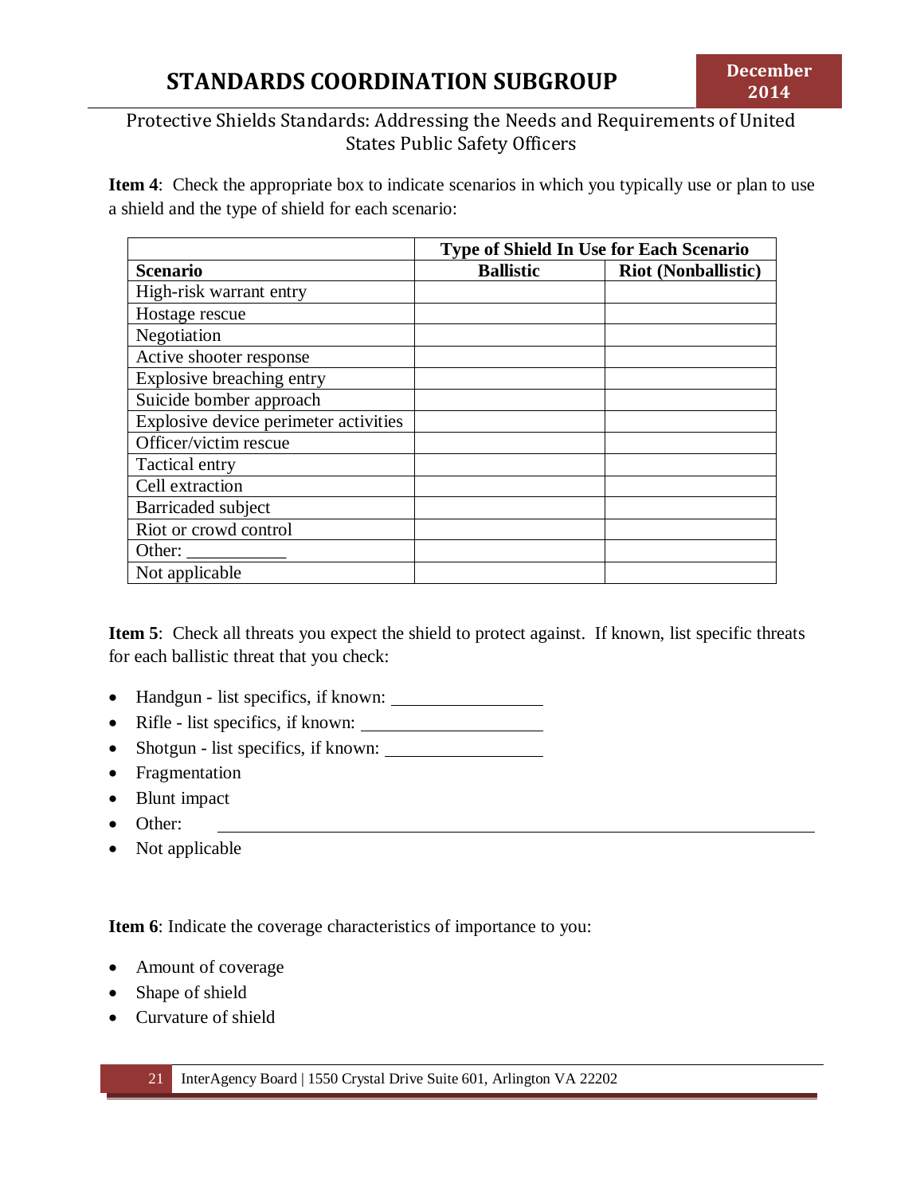**Item 4**: Check the appropriate box to indicate scenarios in which you typically use or plan to use a shield and the type of shield for each scenario:

| | Type of Shield In Use for Each Scenario | |
|---|---|---|
| **Scenario** | **Ballistic** | **Riot (Nonballistic)** |
| High-risk warrant entry | | |
| Hostage rescue | | |
| Negotiation | | |
| Active shooter response | | |
| Explosive breaching entry | | |
| Suicide bomber approach | | |
| Explosive device perimeter activities | | |
| Officer/victim rescue | | |
| Tactical entry | | |
| Cell extraction | | |
| Barricaded subject | | |
| Riot or crowd control | | |
| Other: ___________ | | |
| Not applicable | | |

**Item 5**: Check all threats you expect the shield to protect against. If known, list specific threats for each ballistic threat that you check:

- Handgun - list specifics, if known: ________________
- Rifle - list specifics, if known: ____________________
- Shotgun - list specifics, if known: _________________
- Fragmentation
- Blunt impact
- Other: ______________________________________________________________________
- Not applicable

**Item 6**: Indicate the coverage characteristics of importance to you:

- Amount of coverage
- Shape of shield
- Curvature of shield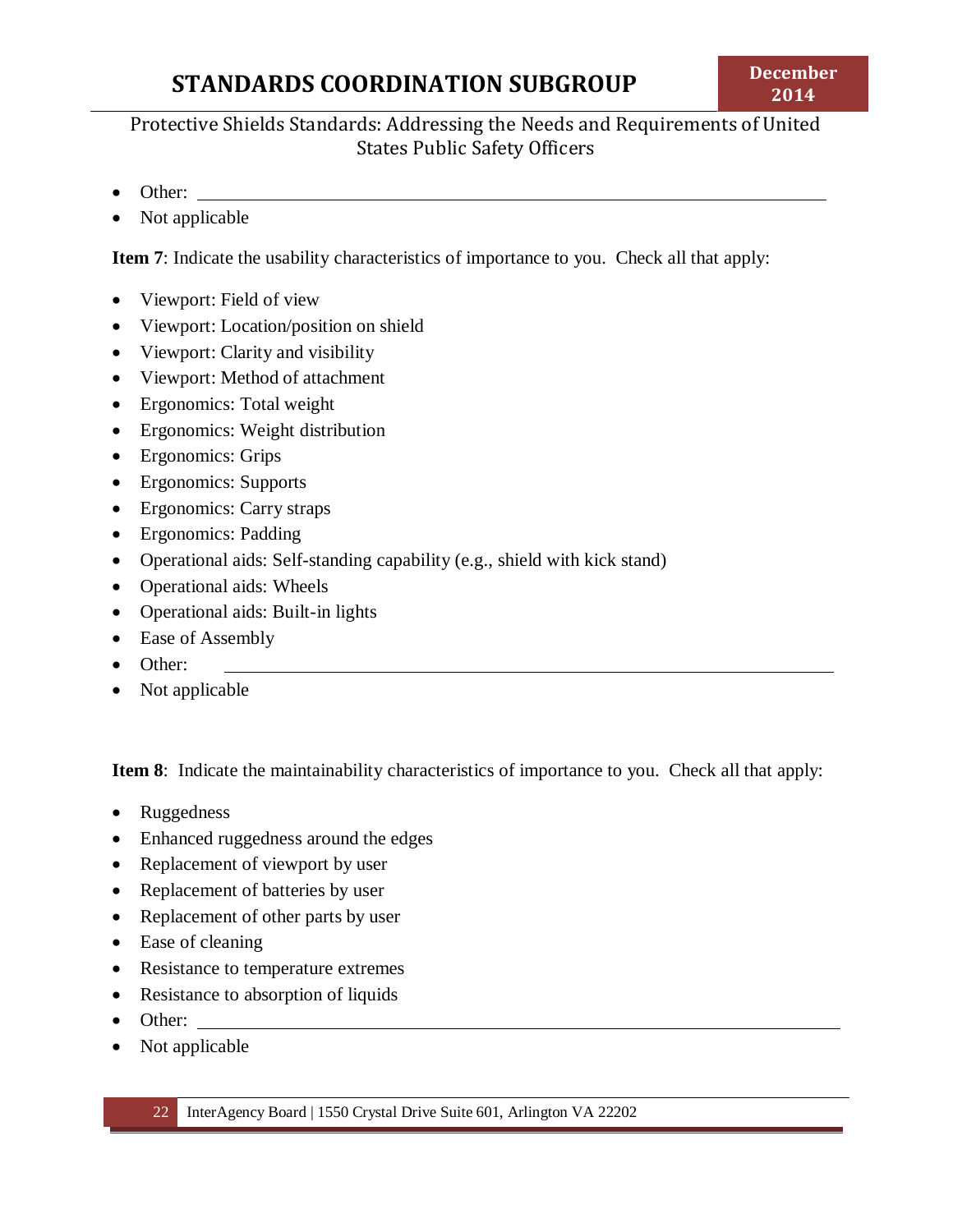- Other: ___________________________________________________________
- Not applicable

**Item 7**: Indicate the usability characteristics of importance to you. Check all that apply:

- Viewport: Field of view
- Viewport: Location/position on shield
- Viewport: Clarity and visibility
- Viewport: Method of attachment
- Ergonomics: Total weight
- Ergonomics: Weight distribution
- Ergonomics: Grips
- Ergonomics: Supports
- Ergonomics: Carry straps
- Ergonomics: Padding
- Operational aids: Self-standing capability (e.g., shield with kick stand)
- Operational aids: Wheels
- Operational aids: Built-in lights
- Ease of Assembly
- Other: ___________________________________________________________
- Not applicable

**Item 8**: Indicate the maintainability characteristics of importance to you. Check all that apply:

- Ruggedness
- Enhanced ruggedness around the edges
- Replacement of viewport by user
- Replacement of batteries by user
- Replacement of other parts by user
- Ease of cleaning
- Resistance to temperature extremes
- Resistance to absorption of liquids
- Other: ___________________________________________________________
- Not applicable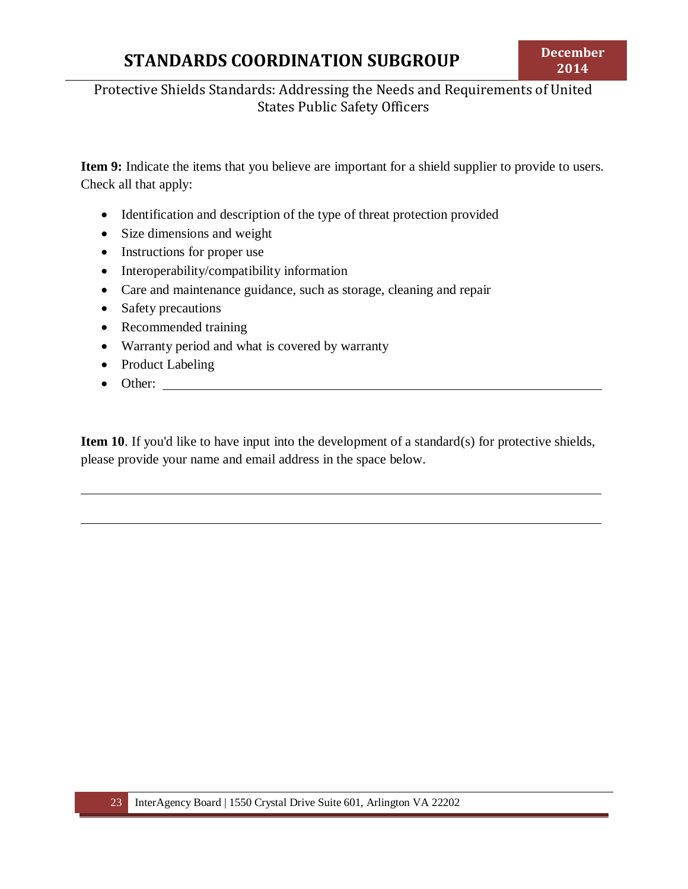**Item 9:** Indicate the items that you believe are important for a shield supplier to provide to users. Check all that apply:

- Identification and description of the type of threat protection provided
- Size dimensions and weight
- Instructions for proper use
- Interoperability/compatibility information
- Care and maintenance guidance, such as storage, cleaning and repair
- Safety precautions
- Recommended training
- Warranty period and what is covered by warranty
- Product Labeling
- Other: ______________________________________________

**Item 10**. If you'd like to have input into the development of a standard(s) for protective shields, please provide your name and email address in the space below.

______________________________________________

______________________________________________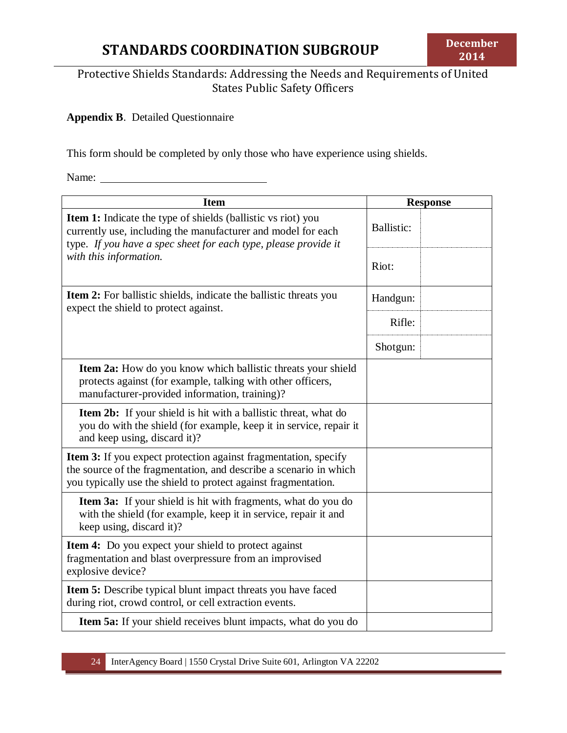**Appendix B**. Detailed Questionnaire

This form should be completed by only those who have experience using shields.

Name: ______________________________

| Item | Response | |
|---|---|---|
| **Item 1:** Indicate the type of shields (ballistic vs riot) you currently use, including the manufacturer and model for each type. *If you have a spec sheet for each type, please provide it with this information.* | Ballistic: | |
| | Riot: | |
| **Item 2:** For ballistic shields, indicate the ballistic threats you expect the shield to protect against. | Handgun: | |
| | Rifle: | |
| | Shotgun: | |
| **Item 2a:** How do you know which ballistic threats your shield protects against (for example, talking with other officers, manufacturer-provided information, training)? | | |
| **Item 2b:** If your shield is hit with a ballistic threat, what do you do with the shield (for example, keep it in service, repair it and keep using, discard it)? | | |
| **Item 3:** If you expect protection against fragmentation, specify the source of the fragmentation, and describe a scenario in which you typically use the shield to protect against fragmentation. | | |
| **Item 3a:** If your shield is hit with fragments, what do you do with the shield (for example, keep it in service, repair it and keep using, discard it)? | | |
| **Item 4:** Do you expect your shield to protect against fragmentation and blast overpressure from an improvised explosive device? | | |
| **Item 5:** Describe typical blunt impact threats you have faced during riot, crowd control, or cell extraction events. | | |
| **Item 5a:** If your shield receives blunt impacts, what do you do | | |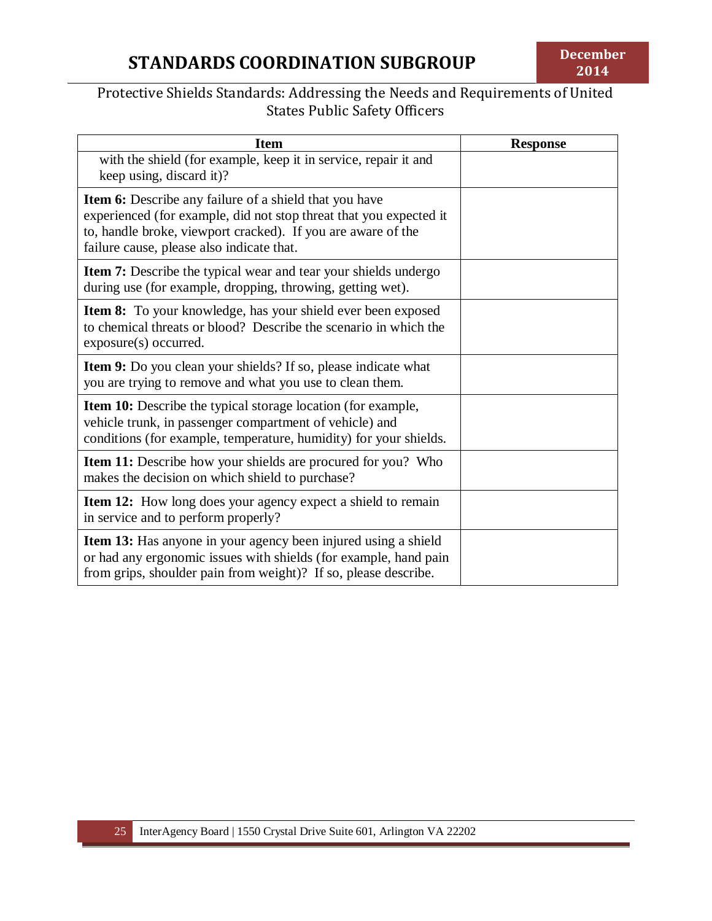| Item | Response |
|---|---|
| with the shield (for example, keep it in service, repair it and keep using, discard it)? | |
| **Item 6:** Describe any failure of a shield that you have experienced (for example, did not stop threat that you expected it to, handle broke, viewport cracked). If you are aware of the failure cause, please also indicate that. | |
| **Item 7:** Describe the typical wear and tear your shields undergo during use (for example, dropping, throwing, getting wet). | |
| **Item 8:** To your knowledge, has your shield ever been exposed to chemical threats or blood? Describe the scenario in which the exposure(s) occurred. | |
| **Item 9:** Do you clean your shields? If so, please indicate what you are trying to remove and what you use to clean them. | |
| **Item 10:** Describe the typical storage location (for example, vehicle trunk, in passenger compartment of vehicle) and conditions (for example, temperature, humidity) for your shields. | |
| **Item 11:** Describe how your shields are procured for you? Who makes the decision on which shield to purchase? | |
| **Item 12:** How long does your agency expect a shield to remain in service and to perform properly? | |
| **Item 13:** Has anyone in your agency been injured using a shield or had any ergonomic issues with shields (for example, hand pain from grips, shoulder pain from weight)? If so, please describe. | |